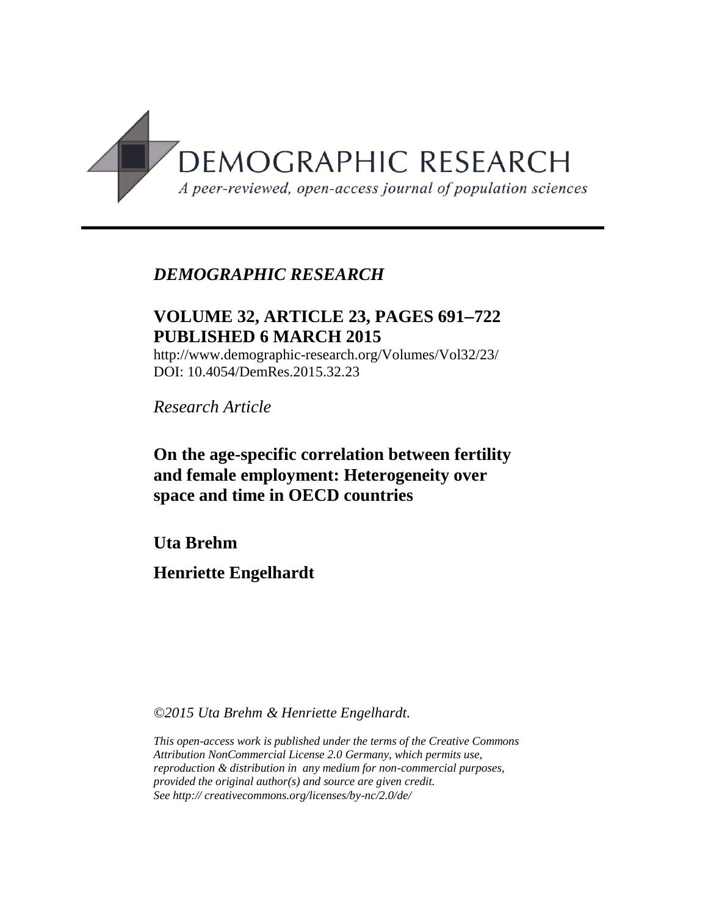DEMOGRAPHIC RESEARCH

*A peer-reviewed, open-access journal of population sciences*

*DEMOGRAPHIC RESEARCH*

**VOLUME 32, ARTICLE 23, PAGES 691–722**
**PUBLISHED 6 MARCH 2015**

http://www.demographic-research.org/Volumes/Vol32/23/
DOI: 10.4054/DemRes.2015.32.23

*Research Article*

# On the age-specific correlation between fertility and female employment: Heterogeneity over space and time in OECD countries

**Uta Brehm**

**Henriette Engelhardt**

*©2015 Uta Brehm & Henriette Engelhardt.*

*This open-access work is published under the terms of the Creative Commons Attribution NonCommercial License 2.0 Germany, which permits use, reproduction & distribution in any medium for non-commercial purposes, provided the original author(s) and source are given credit.*
*See http:// creativecommons.org/licenses/by-nc/2.0/de/*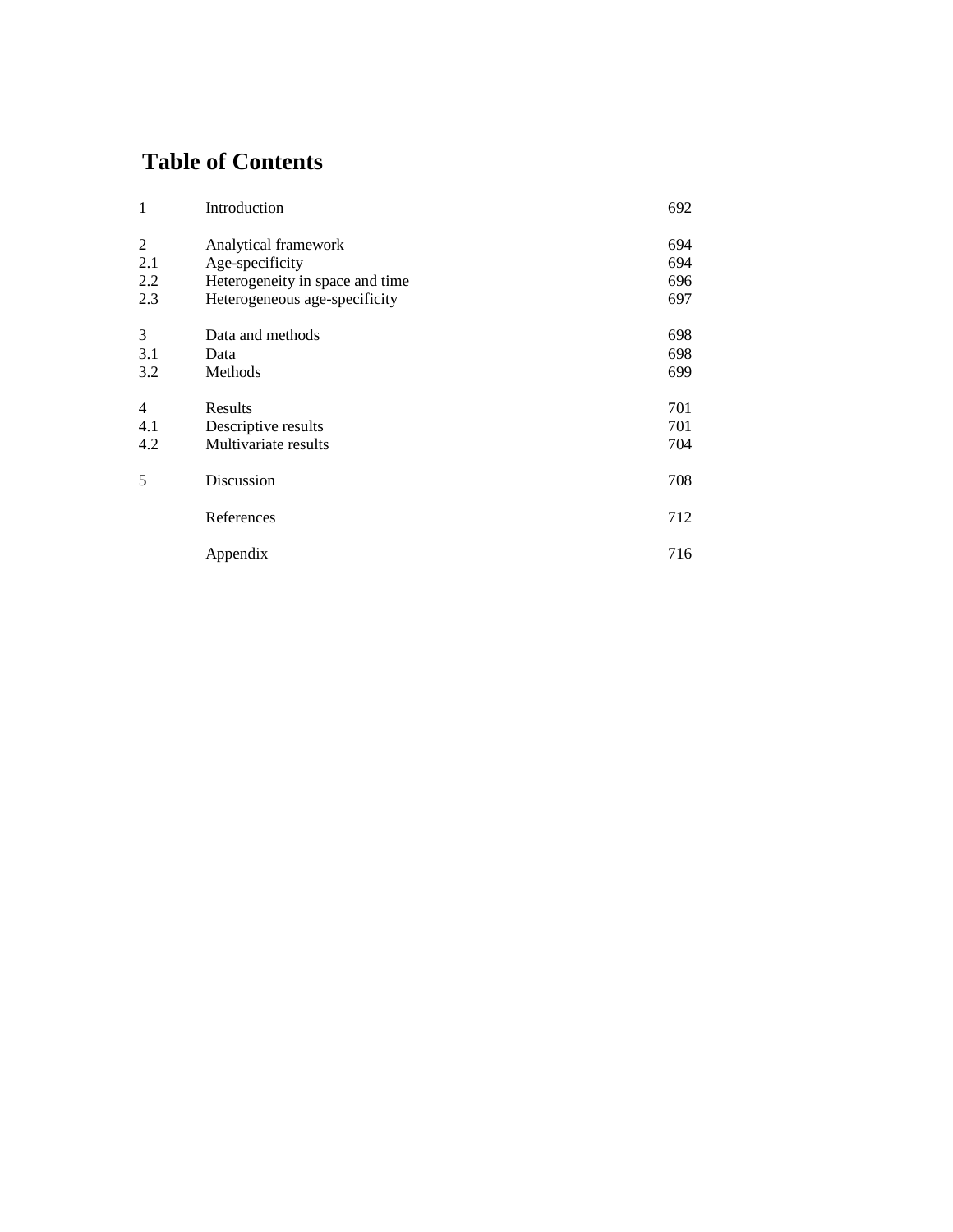# Table of Contents

| | | |
|---|---|---|
| 1 | Introduction | 692 |
| 2 | Analytical framework | 694 |
| 2.1 | Age-specificity | 694 |
| 2.2 | Heterogeneity in space and time | 696 |
| 2.3 | Heterogeneous age-specificity | 697 |
| 3 | Data and methods | 698 |
| 3.1 | Data | 698 |
| 3.2 | Methods | 699 |
| 4 | Results | 701 |
| 4.1 | Descriptive results | 701 |
| 4.2 | Multivariate results | 704 |
| 5 | Discussion | 708 |
| | References | 712 |
| | Appendix | 716 |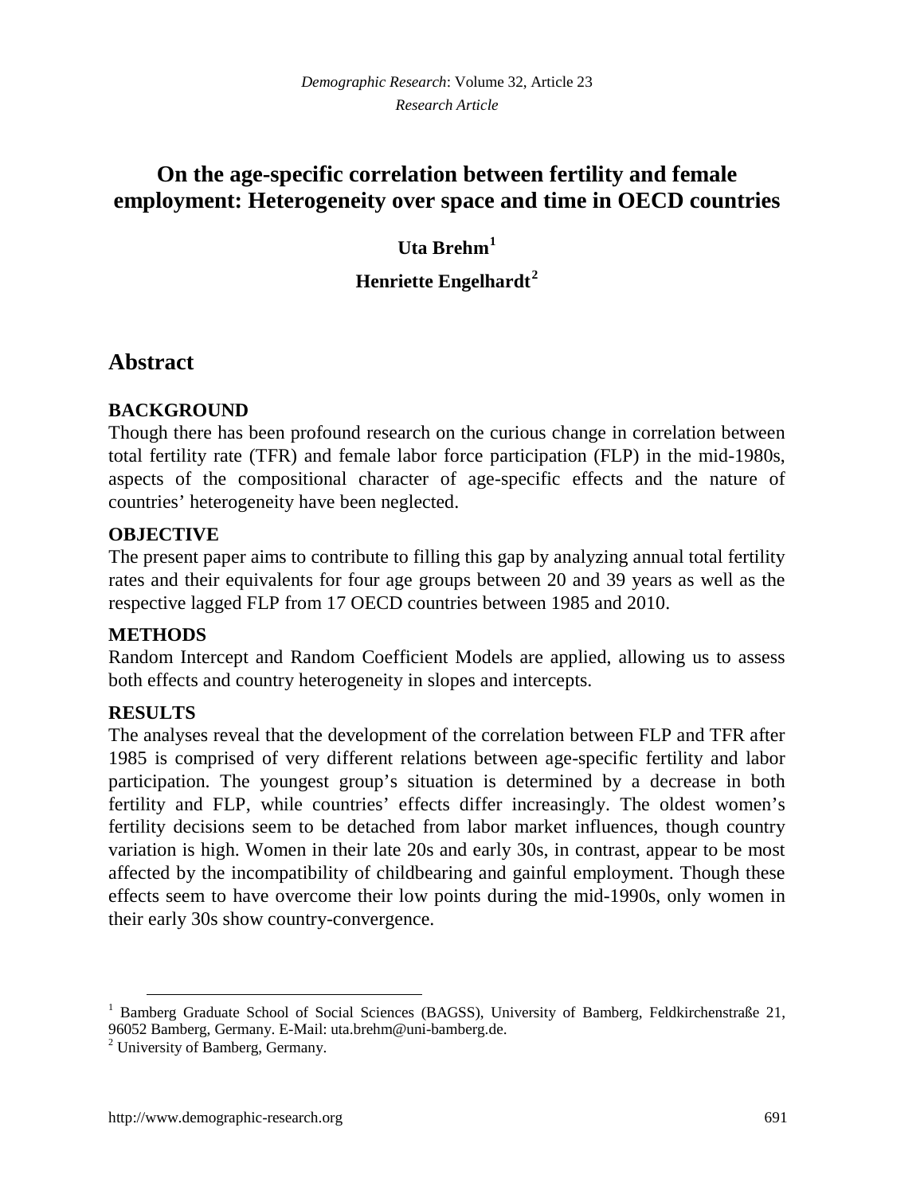# On the age-specific correlation between fertility and female employment: Heterogeneity over space and time in OECD countries

**Uta Brehm**[1]

**Henriette Engelhardt**[2]

## Abstract

### BACKGROUND

Though there has been profound research on the curious change in correlation between total fertility rate (TFR) and female labor force participation (FLP) in the mid-1980s, aspects of the compositional character of age-specific effects and the nature of countries' heterogeneity have been neglected.

### OBJECTIVE

The present paper aims to contribute to filling this gap by analyzing annual total fertility rates and their equivalents for four age groups between 20 and 39 years as well as the respective lagged FLP from 17 OECD countries between 1985 and 2010.

### METHODS

Random Intercept and Random Coefficient Models are applied, allowing us to assess both effects and country heterogeneity in slopes and intercepts.

### RESULTS

The analyses reveal that the development of the correlation between FLP and TFR after 1985 is comprised of very different relations between age-specific fertility and labor participation. The youngest group's situation is determined by a decrease in both fertility and FLP, while countries' effects differ increasingly. The oldest women's fertility decisions seem to be detached from labor market influences, though country variation is high. Women in their late 20s and early 30s, in contrast, appear to be most affected by the incompatibility of childbearing and gainful employment. Though these effects seem to have overcome their low points during the mid-1990s, only women in their early 30s show country-convergence.

---

[1] Bamberg Graduate School of Social Sciences (BAGSS), University of Bamberg, Feldkirchenstraße 21, 96052 Bamberg, Germany. E-Mail: uta.brehm@uni-bamberg.de.

[2] University of Bamberg, Germany.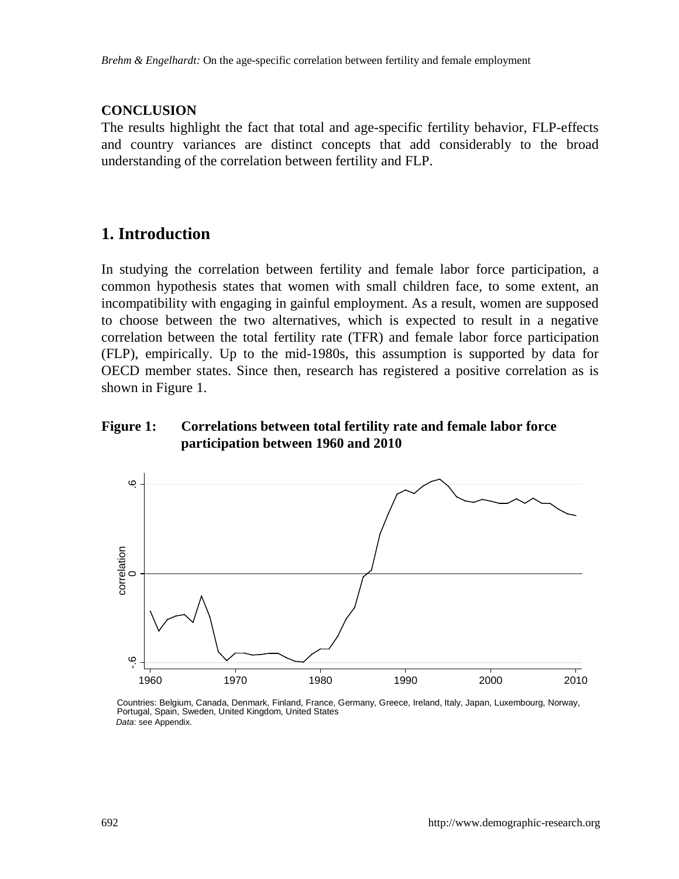**CONCLUSION**

The results highlight the fact that total and age-specific fertility behavior, FLP-effects and country variances are distinct concepts that add considerably to the broad understanding of the correlation between fertility and FLP.

## 1. Introduction

In studying the correlation between fertility and female labor force participation, a common hypothesis states that women with small children face, to some extent, an incompatibility with engaging in gainful employment. As a result, women are supposed to choose between the two alternatives, which is expected to result in a negative correlation between the total fertility rate (TFR) and female labor force participation (FLP), empirically. Up to the mid-1980s, this assumption is supported by data for OECD member states. Since then, research has registered a positive correlation as is shown in Figure 1.

**Figure 1: Correlations between total fertility rate and female labor force participation between 1960 and 2010**

Countries: Belgium, Canada, Denmark, Finland, France, Germany, Greece, Ireland, Italy, Japan, Luxembourg, Norway, Portugal, Spain, Sweden, United Kingdom, United States

*Data*: see Appendix.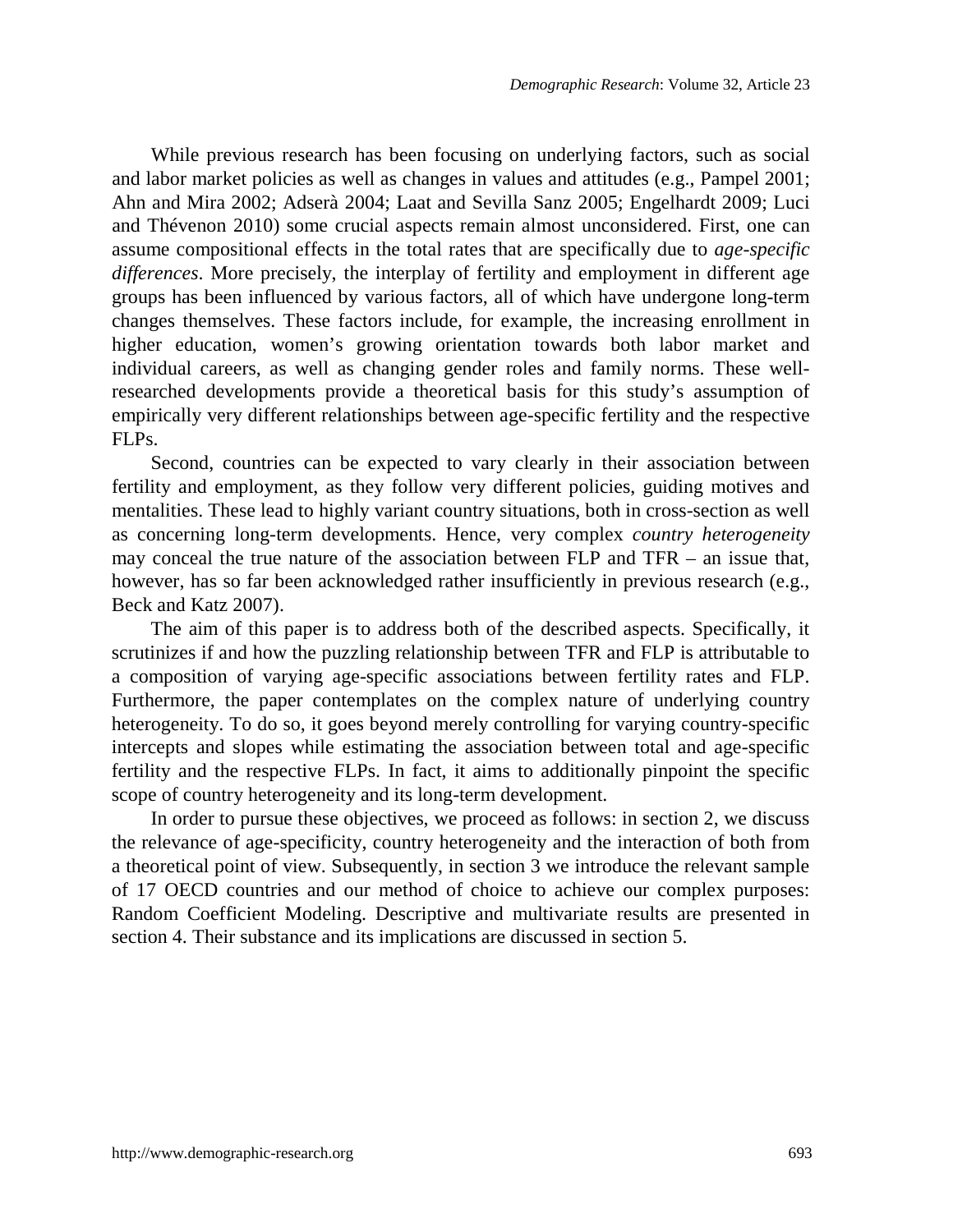While previous research has been focusing on underlying factors, such as social and labor market policies as well as changes in values and attitudes (e.g., Pampel 2001; Ahn and Mira 2002; Adserà 2004; Laat and Sevilla Sanz 2005; Engelhardt 2009; Luci and Thévenon 2010) some crucial aspects remain almost unconsidered. First, one can assume compositional effects in the total rates that are specifically due to *age-specific differences*. More precisely, the interplay of fertility and employment in different age groups has been influenced by various factors, all of which have undergone long-term changes themselves. These factors include, for example, the increasing enrollment in higher education, women's growing orientation towards both labor market and individual careers, as well as changing gender roles and family norms. These well-researched developments provide a theoretical basis for this study's assumption of empirically very different relationships between age-specific fertility and the respective FLPs.

Second, countries can be expected to vary clearly in their association between fertility and employment, as they follow very different policies, guiding motives and mentalities. These lead to highly variant country situations, both in cross-section as well as concerning long-term developments. Hence, very complex *country heterogeneity* may conceal the true nature of the association between FLP and TFR – an issue that, however, has so far been acknowledged rather insufficiently in previous research (e.g., Beck and Katz 2007).

The aim of this paper is to address both of the described aspects. Specifically, it scrutinizes if and how the puzzling relationship between TFR and FLP is attributable to a composition of varying age-specific associations between fertility rates and FLP. Furthermore, the paper contemplates on the complex nature of underlying country heterogeneity. To do so, it goes beyond merely controlling for varying country-specific intercepts and slopes while estimating the association between total and age-specific fertility and the respective FLPs. In fact, it aims to additionally pinpoint the specific scope of country heterogeneity and its long-term development.

In order to pursue these objectives, we proceed as follows: in section 2, we discuss the relevance of age-specificity, country heterogeneity and the interaction of both from a theoretical point of view. Subsequently, in section 3 we introduce the relevant sample of 17 OECD countries and our method of choice to achieve our complex purposes: Random Coefficient Modeling. Descriptive and multivariate results are presented in section 4. Their substance and its implications are discussed in section 5.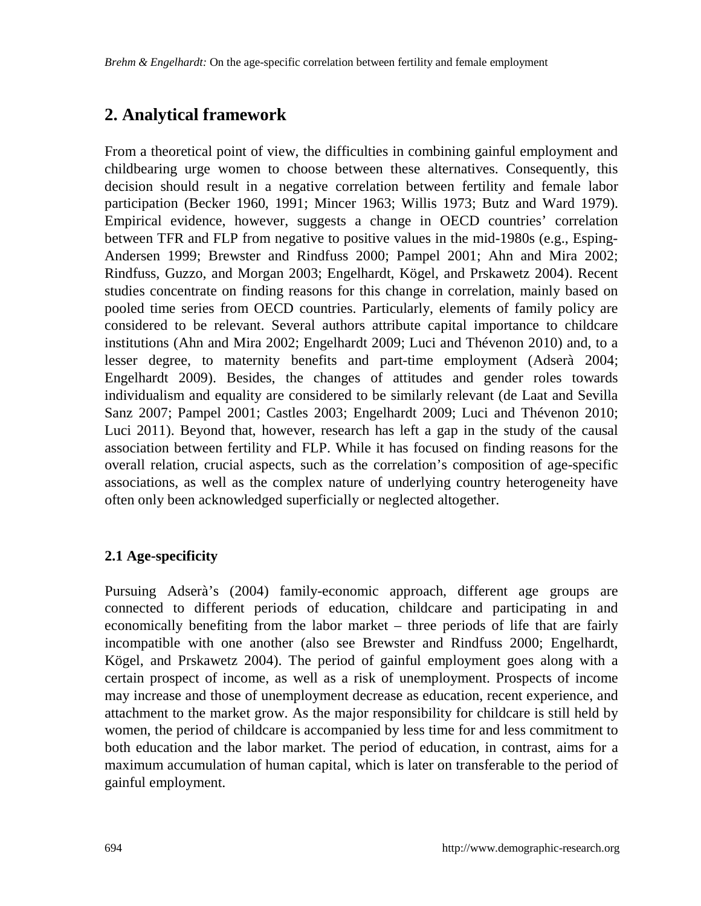## 2. Analytical framework

From a theoretical point of view, the difficulties in combining gainful employment and childbearing urge women to choose between these alternatives. Consequently, this decision should result in a negative correlation between fertility and female labor participation (Becker 1960, 1991; Mincer 1963; Willis 1973; Butz and Ward 1979). Empirical evidence, however, suggests a change in OECD countries' correlation between TFR and FLP from negative to positive values in the mid-1980s (e.g., Esping-Andersen 1999; Brewster and Rindfuss 2000; Pampel 2001; Ahn and Mira 2002; Rindfuss, Guzzo, and Morgan 2003; Engelhardt, Kögel, and Prskawetz 2004). Recent studies concentrate on finding reasons for this change in correlation, mainly based on pooled time series from OECD countries. Particularly, elements of family policy are considered to be relevant. Several authors attribute capital importance to childcare institutions (Ahn and Mira 2002; Engelhardt 2009; Luci and Thévenon 2010) and, to a lesser degree, to maternity benefits and part-time employment (Adserà 2004; Engelhardt 2009). Besides, the changes of attitudes and gender roles towards individualism and equality are considered to be similarly relevant (de Laat and Sevilla Sanz 2007; Pampel 2001; Castles 2003; Engelhardt 2009; Luci and Thévenon 2010; Luci 2011). Beyond that, however, research has left a gap in the study of the causal association between fertility and FLP. While it has focused on finding reasons for the overall relation, crucial aspects, such as the correlation's composition of age-specific associations, as well as the complex nature of underlying country heterogeneity have often only been acknowledged superficially or neglected altogether.

### 2.1 Age-specificity

Pursuing Adserà's (2004) family-economic approach, different age groups are connected to different periods of education, childcare and participating in and economically benefiting from the labor market – three periods of life that are fairly incompatible with one another (also see Brewster and Rindfuss 2000; Engelhardt, Kögel, and Prskawetz 2004). The period of gainful employment goes along with a certain prospect of income, as well as a risk of unemployment. Prospects of income may increase and those of unemployment decrease as education, recent experience, and attachment to the market grow. As the major responsibility for childcare is still held by women, the period of childcare is accompanied by less time for and less commitment to both education and the labor market. The period of education, in contrast, aims for a maximum accumulation of human capital, which is later on transferable to the period of gainful employment.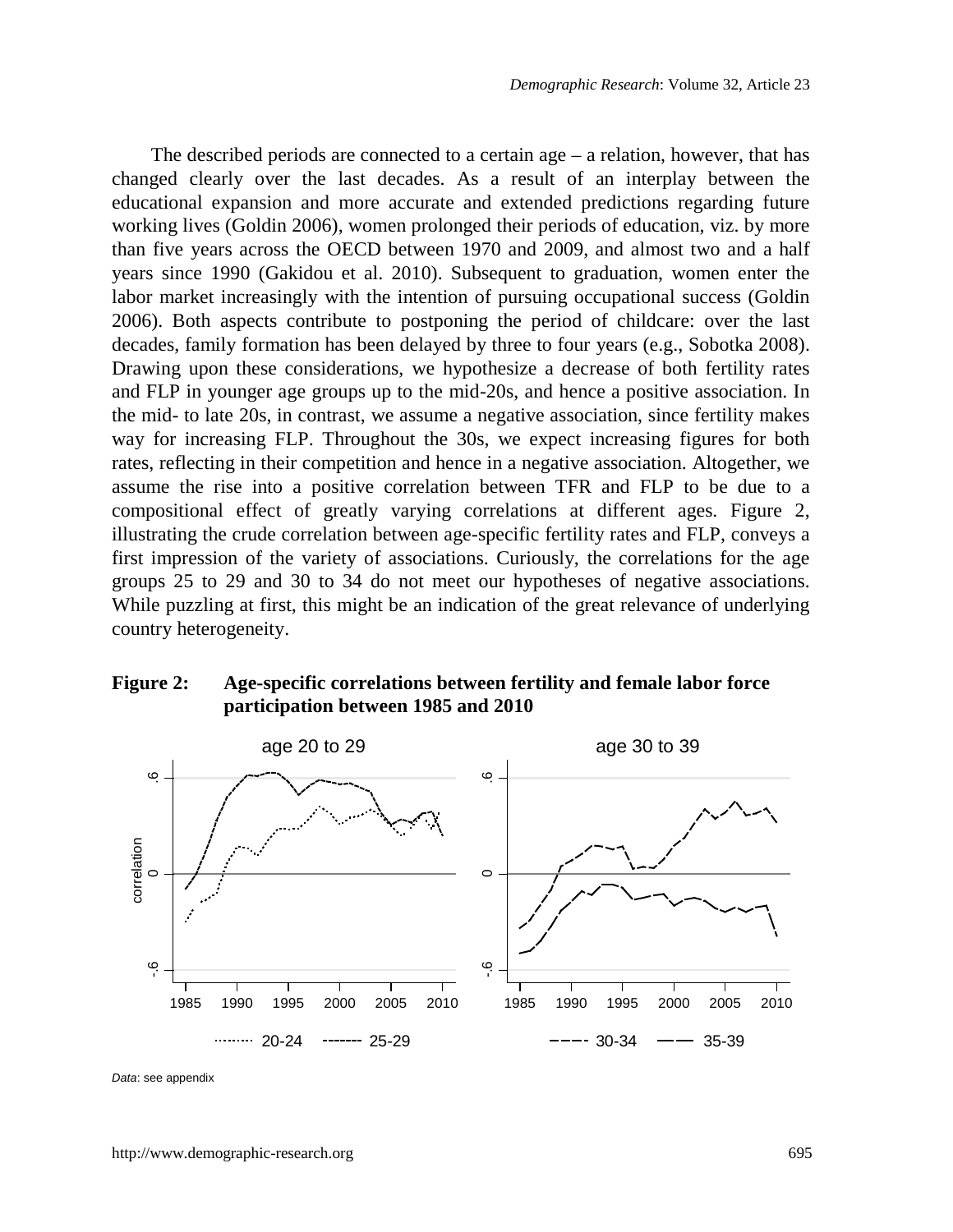The described periods are connected to a certain age – a relation, however, that has changed clearly over the last decades. As a result of an interplay between the educational expansion and more accurate and extended predictions regarding future working lives (Goldin 2006), women prolonged their periods of education, viz. by more than five years across the OECD between 1970 and 2009, and almost two and a half years since 1990 (Gakidou et al. 2010). Subsequent to graduation, women enter the labor market increasingly with the intention of pursuing occupational success (Goldin 2006). Both aspects contribute to postponing the period of childcare: over the last decades, family formation has been delayed by three to four years (e.g., Sobotka 2008). Drawing upon these considerations, we hypothesize a decrease of both fertility rates and FLP in younger age groups up to the mid-20s, and hence a positive association. In the mid- to late 20s, in contrast, we assume a negative association, since fertility makes way for increasing FLP. Throughout the 30s, we expect increasing figures for both rates, reflecting in their competition and hence in a negative association. Altogether, we assume the rise into a positive correlation between TFR and FLP to be due to a compositional effect of greatly varying correlations at different ages. Figure 2, illustrating the crude correlation between age-specific fertility rates and FLP, conveys a first impression of the variety of associations. Curiously, the correlations for the age groups 25 to 29 and 30 to 34 do not meet our hypotheses of negative associations. While puzzling at first, this might be an indication of the great relevance of underlying country heterogeneity.

**Figure 2: Age-specific correlations between fertility and female labor force participation between 1985 and 2010**

*Data*: see appendix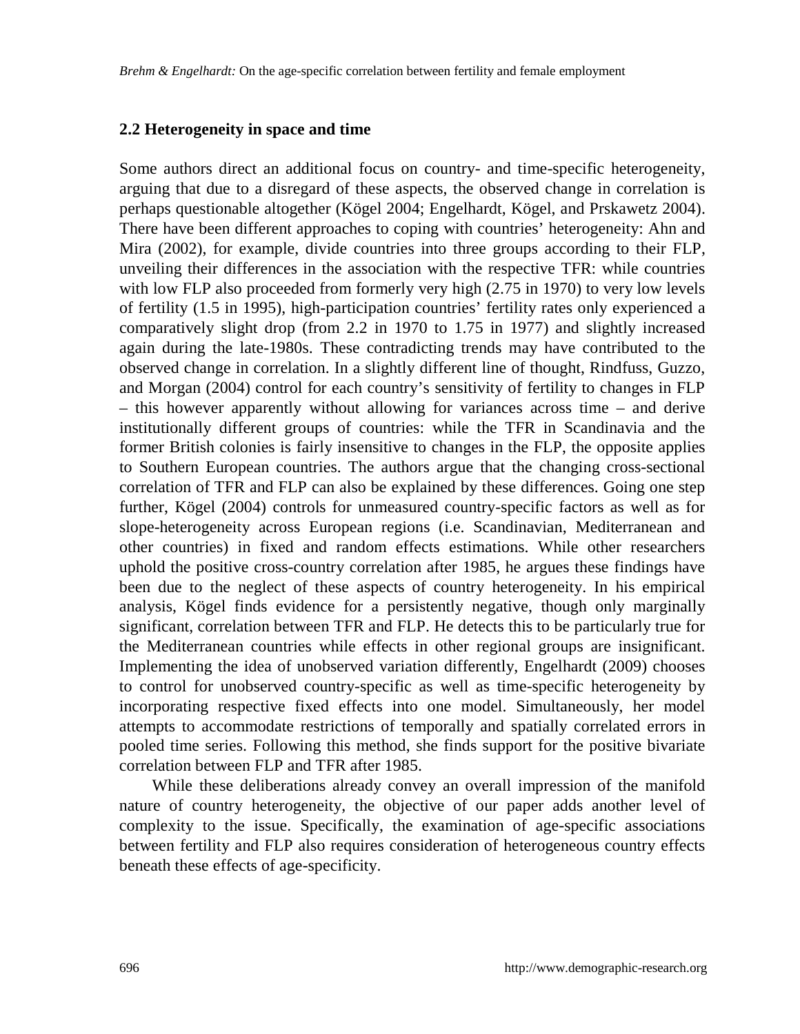## 2.2 Heterogeneity in space and time

Some authors direct an additional focus on country- and time-specific heterogeneity, arguing that due to a disregard of these aspects, the observed change in correlation is perhaps questionable altogether (Kögel 2004; Engelhardt, Kögel, and Prskawetz 2004). There have been different approaches to coping with countries' heterogeneity: Ahn and Mira (2002), for example, divide countries into three groups according to their FLP, unveiling their differences in the association with the respective TFR: while countries with low FLP also proceeded from formerly very high (2.75 in 1970) to very low levels of fertility (1.5 in 1995), high-participation countries' fertility rates only experienced a comparatively slight drop (from 2.2 in 1970 to 1.75 in 1977) and slightly increased again during the late-1980s. These contradicting trends may have contributed to the observed change in correlation. In a slightly different line of thought, Rindfuss, Guzzo, and Morgan (2004) control for each country's sensitivity of fertility to changes in FLP – this however apparently without allowing for variances across time – and derive institutionally different groups of countries: while the TFR in Scandinavia and the former British colonies is fairly insensitive to changes in the FLP, the opposite applies to Southern European countries. The authors argue that the changing cross-sectional correlation of TFR and FLP can also be explained by these differences. Going one step further, Kögel (2004) controls for unmeasured country-specific factors as well as for slope-heterogeneity across European regions (i.e. Scandinavian, Mediterranean and other countries) in fixed and random effects estimations. While other researchers uphold the positive cross-country correlation after 1985, he argues these findings have been due to the neglect of these aspects of country heterogeneity. In his empirical analysis, Kögel finds evidence for a persistently negative, though only marginally significant, correlation between TFR and FLP. He detects this to be particularly true for the Mediterranean countries while effects in other regional groups are insignificant. Implementing the idea of unobserved variation differently, Engelhardt (2009) chooses to control for unobserved country-specific as well as time-specific heterogeneity by incorporating respective fixed effects into one model. Simultaneously, her model attempts to accommodate restrictions of temporally and spatially correlated errors in pooled time series. Following this method, she finds support for the positive bivariate correlation between FLP and TFR after 1985.

While these deliberations already convey an overall impression of the manifold nature of country heterogeneity, the objective of our paper adds another level of complexity to the issue. Specifically, the examination of age-specific associations between fertility and FLP also requires consideration of heterogeneous country effects beneath these effects of age-specificity.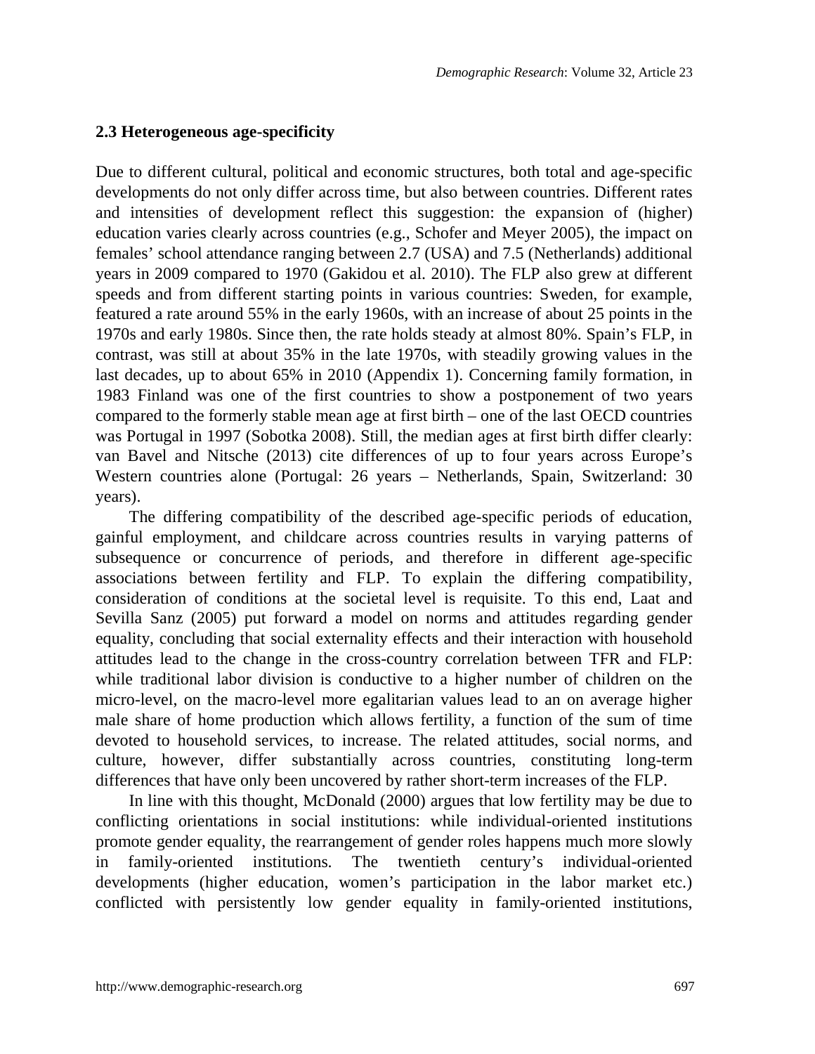### 2.3 Heterogeneous age-specificity

Due to different cultural, political and economic structures, both total and age-specific developments do not only differ across time, but also between countries. Different rates and intensities of development reflect this suggestion: the expansion of (higher) education varies clearly across countries (e.g., Schofer and Meyer 2005), the impact on females' school attendance ranging between 2.7 (USA) and 7.5 (Netherlands) additional years in 2009 compared to 1970 (Gakidou et al. 2010). The FLP also grew at different speeds and from different starting points in various countries: Sweden, for example, featured a rate around 55% in the early 1960s, with an increase of about 25 points in the 1970s and early 1980s. Since then, the rate holds steady at almost 80%. Spain's FLP, in contrast, was still at about 35% in the late 1970s, with steadily growing values in the last decades, up to about 65% in 2010 (Appendix 1). Concerning family formation, in 1983 Finland was one of the first countries to show a postponement of two years compared to the formerly stable mean age at first birth – one of the last OECD countries was Portugal in 1997 (Sobotka 2008). Still, the median ages at first birth differ clearly: van Bavel and Nitsche (2013) cite differences of up to four years across Europe's Western countries alone (Portugal: 26 years – Netherlands, Spain, Switzerland: 30 years).

The differing compatibility of the described age-specific periods of education, gainful employment, and childcare across countries results in varying patterns of subsequence or concurrence of periods, and therefore in different age-specific associations between fertility and FLP. To explain the differing compatibility, consideration of conditions at the societal level is requisite. To this end, Laat and Sevilla Sanz (2005) put forward a model on norms and attitudes regarding gender equality, concluding that social externality effects and their interaction with household attitudes lead to the change in the cross-country correlation between TFR and FLP: while traditional labor division is conductive to a higher number of children on the micro-level, on the macro-level more egalitarian values lead to an on average higher male share of home production which allows fertility, a function of the sum of time devoted to household services, to increase. The related attitudes, social norms, and culture, however, differ substantially across countries, constituting long-term differences that have only been uncovered by rather short-term increases of the FLP.

In line with this thought, McDonald (2000) argues that low fertility may be due to conflicting orientations in social institutions: while individual-oriented institutions promote gender equality, the rearrangement of gender roles happens much more slowly in family-oriented institutions. The twentieth century's individual-oriented developments (higher education, women's participation in the labor market etc.) conflicted with persistently low gender equality in family-oriented institutions,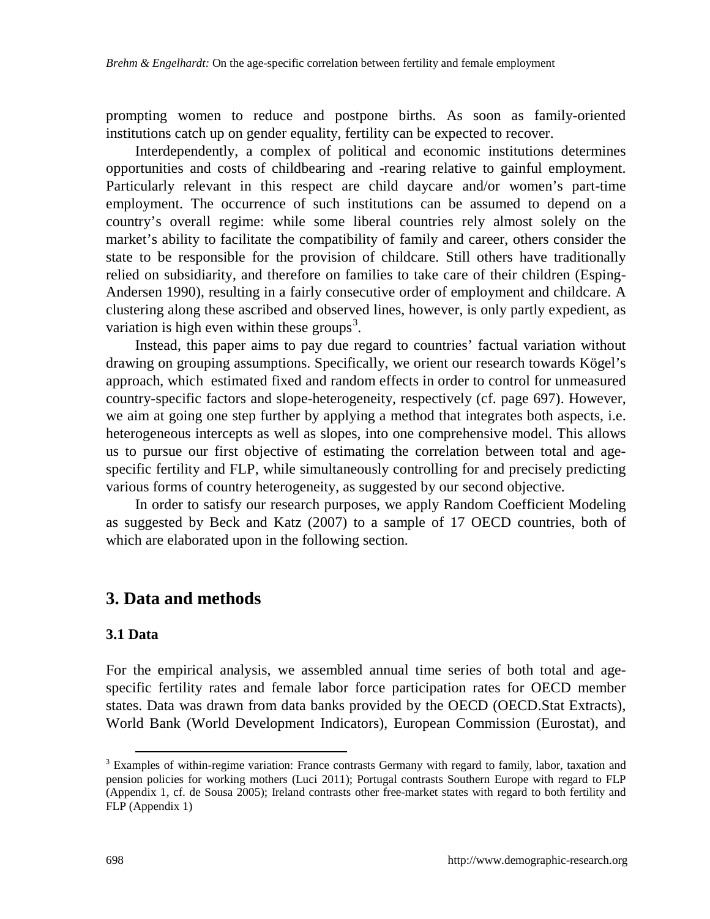prompting women to reduce and postpone births. As soon as family-oriented institutions catch up on gender equality, fertility can be expected to recover.

Interdependently, a complex of political and economic institutions determines opportunities and costs of childbearing and -rearing relative to gainful employment. Particularly relevant in this respect are child daycare and/or women's part-time employment. The occurrence of such institutions can be assumed to depend on a country's overall regime: while some liberal countries rely almost solely on the market's ability to facilitate the compatibility of family and career, others consider the state to be responsible for the provision of childcare. Still others have traditionally relied on subsidiarity, and therefore on families to take care of their children (Esping-Andersen 1990), resulting in a fairly consecutive order of employment and childcare. A clustering along these ascribed and observed lines, however, is only partly expedient, as variation is high even within these groups[3].

Instead, this paper aims to pay due regard to countries' factual variation without drawing on grouping assumptions. Specifically, we orient our research towards Kögel's approach, which estimated fixed and random effects in order to control for unmeasured country-specific factors and slope-heterogeneity, respectively (cf. page 697). However, we aim at going one step further by applying a method that integrates both aspects, i.e. heterogeneous intercepts as well as slopes, into one comprehensive model. This allows us to pursue our first objective of estimating the correlation between total and age-specific fertility and FLP, while simultaneously controlling for and precisely predicting various forms of country heterogeneity, as suggested by our second objective.

In order to satisfy our research purposes, we apply Random Coefficient Modeling as suggested by Beck and Katz (2007) to a sample of 17 OECD countries, both of which are elaborated upon in the following section.

## 3. Data and methods

### 3.1 Data

For the empirical analysis, we assembled annual time series of both total and age-specific fertility rates and female labor force participation rates for OECD member states. Data was drawn from data banks provided by the OECD (OECD.Stat Extracts), World Bank (World Development Indicators), European Commission (Eurostat), and

[3] Examples of within-regime variation: France contrasts Germany with regard to family, labor, taxation and pension policies for working mothers (Luci 2011); Portugal contrasts Southern Europe with regard to FLP (Appendix 1, cf. de Sousa 2005); Ireland contrasts other free-market states with regard to both fertility and FLP (Appendix 1)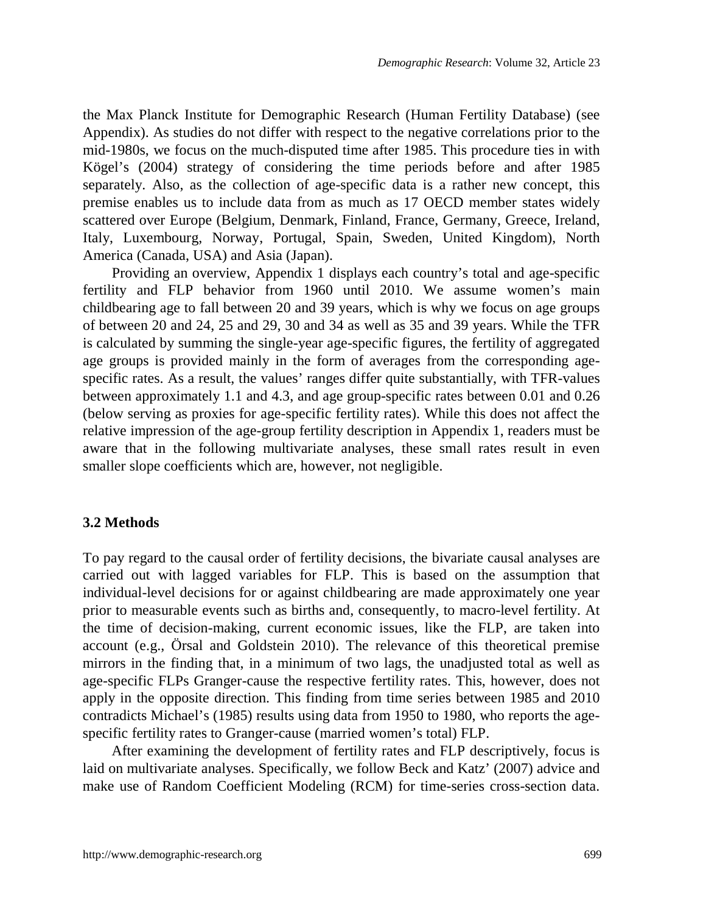the Max Planck Institute for Demographic Research (Human Fertility Database) (see Appendix). As studies do not differ with respect to the negative correlations prior to the mid-1980s, we focus on the much-disputed time after 1985. This procedure ties in with Kögel's (2004) strategy of considering the time periods before and after 1985 separately. Also, as the collection of age-specific data is a rather new concept, this premise enables us to include data from as much as 17 OECD member states widely scattered over Europe (Belgium, Denmark, Finland, France, Germany, Greece, Ireland, Italy, Luxembourg, Norway, Portugal, Spain, Sweden, United Kingdom), North America (Canada, USA) and Asia (Japan).

Providing an overview, Appendix 1 displays each country's total and age-specific fertility and FLP behavior from 1960 until 2010. We assume women's main childbearing age to fall between 20 and 39 years, which is why we focus on age groups of between 20 and 24, 25 and 29, 30 and 34 as well as 35 and 39 years. While the TFR is calculated by summing the single-year age-specific figures, the fertility of aggregated age groups is provided mainly in the form of averages from the corresponding age-specific rates. As a result, the values' ranges differ quite substantially, with TFR-values between approximately 1.1 and 4.3, and age group-specific rates between 0.01 and 0.26 (below serving as proxies for age-specific fertility rates). While this does not affect the relative impression of the age-group fertility description in Appendix 1, readers must be aware that in the following multivariate analyses, these small rates result in even smaller slope coefficients which are, however, not negligible.

### 3.2 Methods

To pay regard to the causal order of fertility decisions, the bivariate causal analyses are carried out with lagged variables for FLP. This is based on the assumption that individual-level decisions for or against childbearing are made approximately one year prior to measurable events such as births and, consequently, to macro-level fertility. At the time of decision-making, current economic issues, like the FLP, are taken into account (e.g., Örsal and Goldstein 2010). The relevance of this theoretical premise mirrors in the finding that, in a minimum of two lags, the unadjusted total as well as age-specific FLPs Granger-cause the respective fertility rates. This, however, does not apply in the opposite direction. This finding from time series between 1985 and 2010 contradicts Michael's (1985) results using data from 1950 to 1980, who reports the age-specific fertility rates to Granger-cause (married women's total) FLP.

After examining the development of fertility rates and FLP descriptively, focus is laid on multivariate analyses. Specifically, we follow Beck and Katz' (2007) advice and make use of Random Coefficient Modeling (RCM) for time-series cross-section data.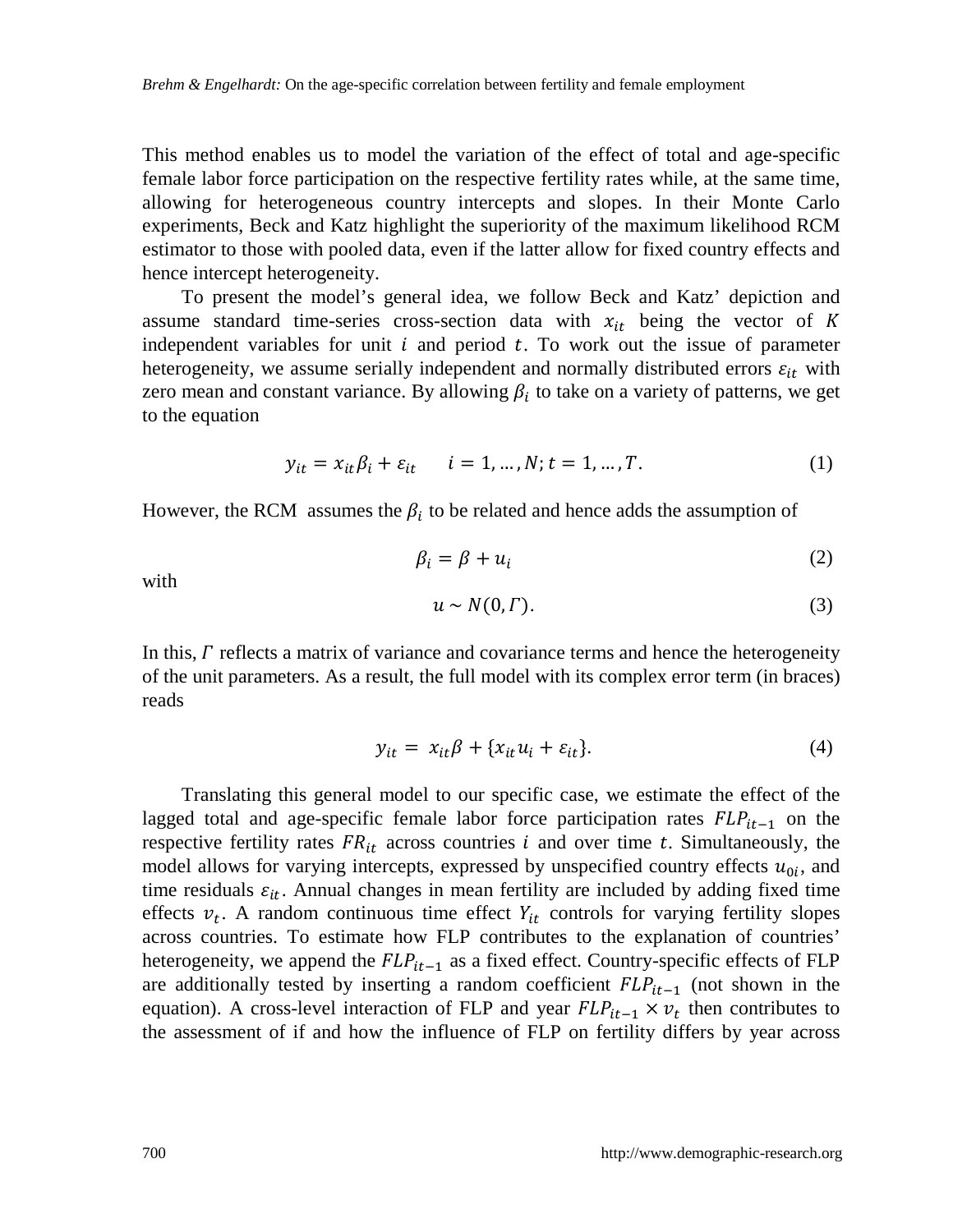This method enables us to model the variation of the effect of total and age-specific female labor force participation on the respective fertility rates while, at the same time, allowing for heterogeneous country intercepts and slopes. In their Monte Carlo experiments, Beck and Katz highlight the superiority of the maximum likelihood RCM estimator to those with pooled data, even if the latter allow for fixed country effects and hence intercept heterogeneity.

To present the model's general idea, we follow Beck and Katz' depiction and assume standard time-series cross-section data with $x_{it}$ being the vector of $K$ independent variables for unit $i$ and period $t$. To work out the issue of parameter heterogeneity, we assume serially independent and normally distributed errors $\varepsilon_{it}$ with zero mean and constant variance. By allowing $\beta_i$ to take on a variety of patterns, we get to the equation

$$y_{it} = x_{it}\beta_i + \varepsilon_{it} \qquad i = 1, \ldots, N; t = 1, \ldots, T. \tag{1}$$

However, the RCM assumes the $\beta_i$ to be related and hence adds the assumption of

$$\beta_i = \beta + u_i \tag{2}$$

with

$$u \sim N(0, \Gamma). \tag{3}$$

In this, $\Gamma$ reflects a matrix of variance and covariance terms and hence the heterogeneity of the unit parameters. As a result, the full model with its complex error term (in braces) reads

$$y_{it} = x_{it}\beta + \{x_{it}u_i + \varepsilon_{it}\}. \tag{4}$$

Translating this general model to our specific case, we estimate the effect of the lagged total and age-specific female labor force participation rates $FLP_{it-1}$ on the respective fertility rates $FR_{it}$ across countries $i$ and over time $t$. Simultaneously, the model allows for varying intercepts, expressed by unspecified country effects $u_{0i}$, and time residuals $\varepsilon_{it}$. Annual changes in mean fertility are included by adding fixed time effects $v_t$. A random continuous time effect $Y_{it}$ controls for varying fertility slopes across countries. To estimate how FLP contributes to the explanation of countries' heterogeneity, we append the $FLP_{it-1}$ as a fixed effect. Country-specific effects of FLP are additionally tested by inserting a random coefficient $FLP_{it-1}$ (not shown in the equation). A cross-level interaction of FLP and year $FLP_{it-1} \times v_t$ then contributes to the assessment of if and how the influence of FLP on fertility differs by year across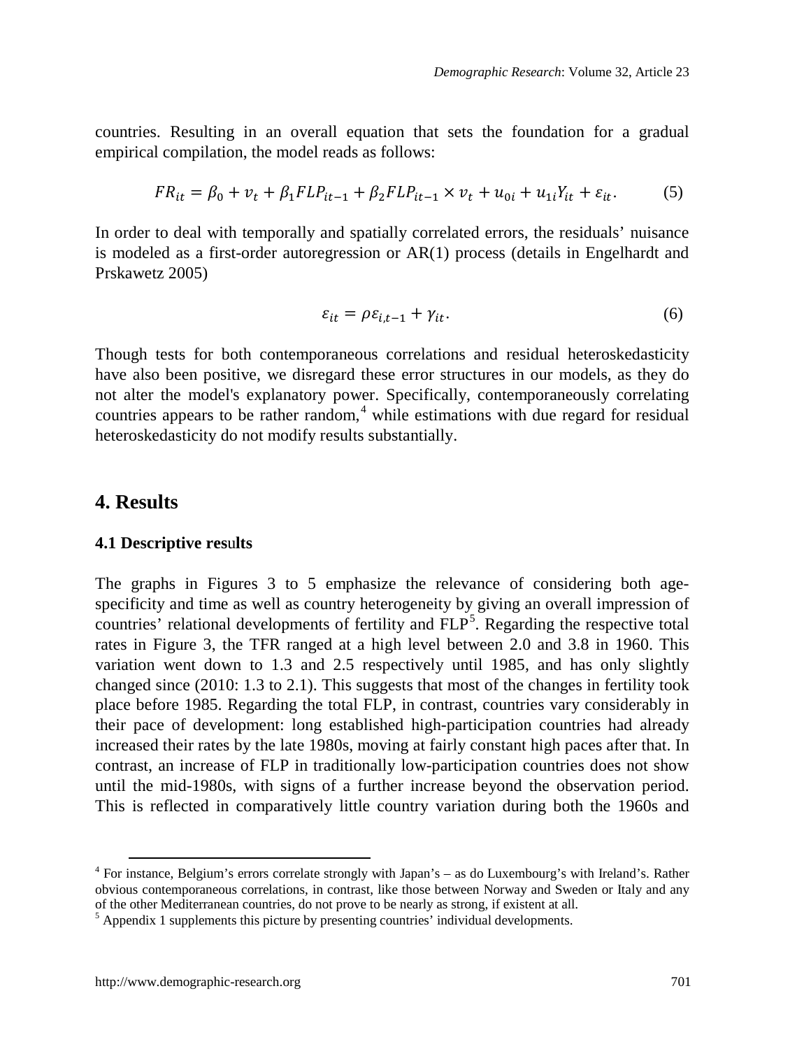countries. Resulting in an overall equation that sets the foundation for a gradual empirical compilation, the model reads as follows:

$$FR_{it} = \beta_0 + v_t + \beta_1 FLP_{it-1} + \beta_2 FLP_{it-1} \times v_t + u_{0i} + u_{1i}Y_{it} + \varepsilon_{it}. \qquad (5)$$

In order to deal with temporally and spatially correlated errors, the residuals' nuisance is modeled as a first-order autoregression or AR(1) process (details in Engelhardt and Prskawetz 2005)

$$\varepsilon_{it} = \rho\varepsilon_{i,t-1} + \gamma_{it}. \qquad (6)$$

Though tests for both contemporaneous correlations and residual heteroskedasticity have also been positive, we disregard these error structures in our models, as they do not alter the model's explanatory power. Specifically, contemporaneously correlating countries appears to be rather random,[4] while estimations with due regard for residual heteroskedasticity do not modify results substantially.

## 4. Results

### 4.1 Descriptive results

The graphs in Figures 3 to 5 emphasize the relevance of considering both age-specificity and time as well as country heterogeneity by giving an overall impression of countries' relational developments of fertility and FLP[5]. Regarding the respective total rates in Figure 3, the TFR ranged at a high level between 2.0 and 3.8 in 1960. This variation went down to 1.3 and 2.5 respectively until 1985, and has only slightly changed since (2010: 1.3 to 2.1). This suggests that most of the changes in fertility took place before 1985. Regarding the total FLP, in contrast, countries vary considerably in their pace of development: long established high-participation countries had already increased their rates by the late 1980s, moving at fairly constant high paces after that. In contrast, an increase of FLP in traditionally low-participation countries does not show until the mid-1980s, with signs of a further increase beyond the observation period. This is reflected in comparatively little country variation during both the 1960s and

---

[4] For instance, Belgium's errors correlate strongly with Japan's – as do Luxembourg's with Ireland's. Rather obvious contemporaneous correlations, in contrast, like those between Norway and Sweden or Italy and any of the other Mediterranean countries, do not prove to be nearly as strong, if existent at all.

[5] Appendix 1 supplements this picture by presenting countries' individual developments.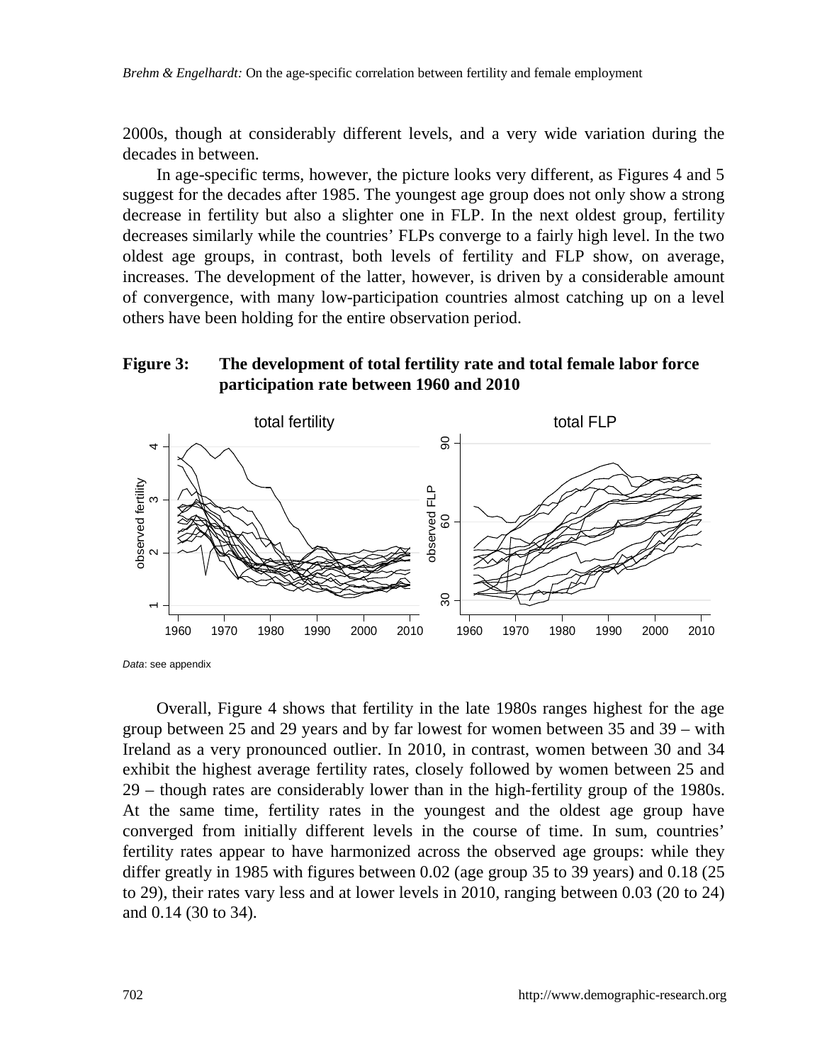2000s, though at considerably different levels, and a very wide variation during the decades in between.

In age-specific terms, however, the picture looks very different, as Figures 4 and 5 suggest for the decades after 1985. The youngest age group does not only show a strong decrease in fertility but also a slighter one in FLP. In the next oldest group, fertility decreases similarly while the countries' FLPs converge to a fairly high level. In the two oldest age groups, in contrast, both levels of fertility and FLP show, on average, increases. The development of the latter, however, is driven by a considerable amount of convergence, with many low-participation countries almost catching up on a level others have been holding for the entire observation period.

**Figure 3: The development of total fertility rate and total female labor force participation rate between 1960 and 2010**

*Data*: see appendix

Overall, Figure 4 shows that fertility in the late 1980s ranges highest for the age group between 25 and 29 years and by far lowest for women between 35 and 39 – with Ireland as a very pronounced outlier. In 2010, in contrast, women between 30 and 34 exhibit the highest average fertility rates, closely followed by women between 25 and 29 – though rates are considerably lower than in the high-fertility group of the 1980s. At the same time, fertility rates in the youngest and the oldest age group have converged from initially different levels in the course of time. In sum, countries' fertility rates appear to have harmonized across the observed age groups: while they differ greatly in 1985 with figures between 0.02 (age group 35 to 39 years) and 0.18 (25 to 29), their rates vary less and at lower levels in 2010, ranging between 0.03 (20 to 24) and 0.14 (30 to 34).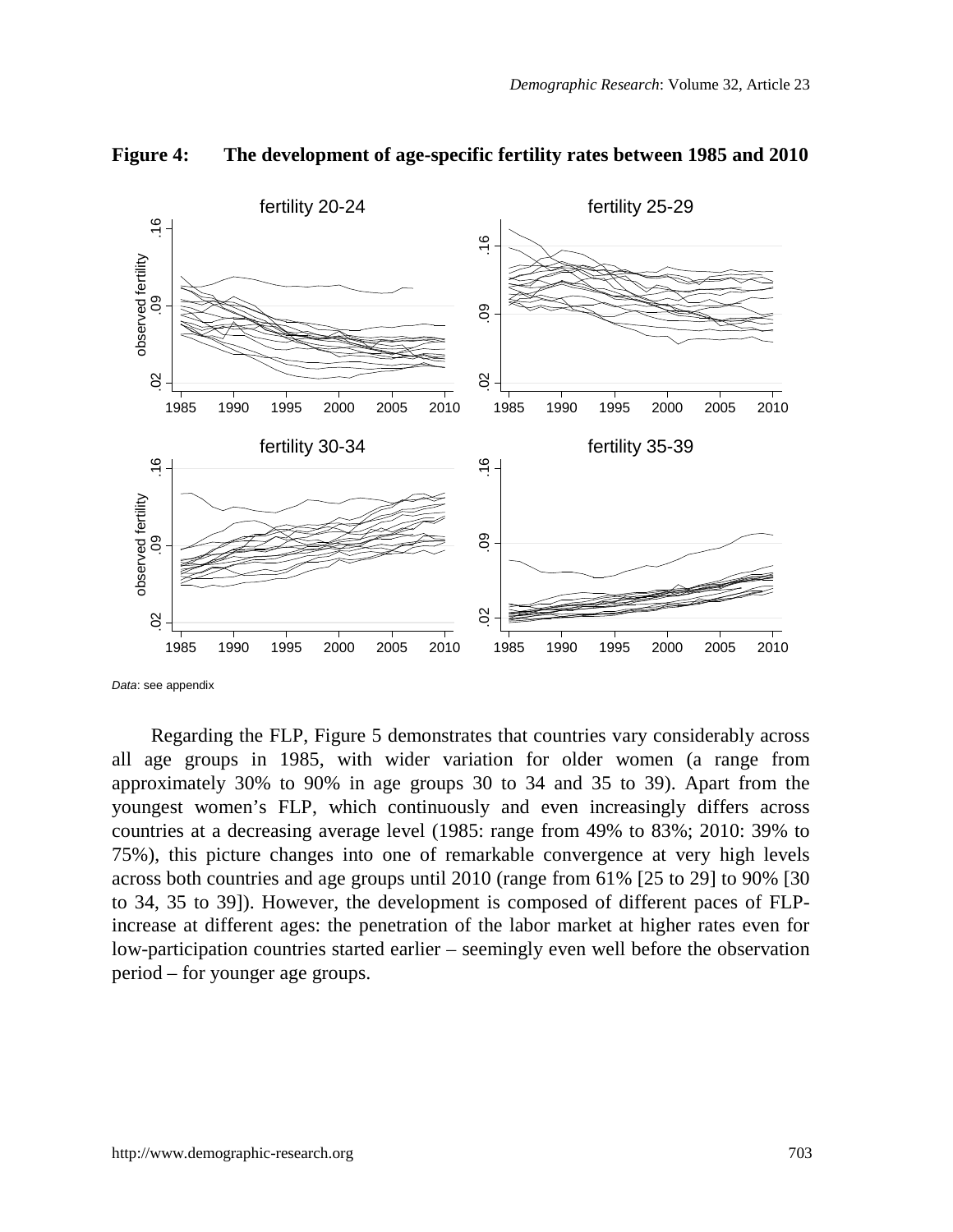**Figure 4: The development of age-specific fertility rates between 1985 and 2010**

*Data*: see appendix

Regarding the FLP, Figure 5 demonstrates that countries vary considerably across all age groups in 1985, with wider variation for older women (a range from approximately 30% to 90% in age groups 30 to 34 and 35 to 39). Apart from the youngest women's FLP, which continuously and even increasingly differs across countries at a decreasing average level (1985: range from 49% to 83%; 2010: 39% to 75%), this picture changes into one of remarkable convergence at very high levels across both countries and age groups until 2010 (range from 61% [25 to 29] to 90% [30 to 34, 35 to 39]). However, the development is composed of different paces of FLP-increase at different ages: the penetration of the labor market at higher rates even for low-participation countries started earlier – seemingly even well before the observation period – for younger age groups.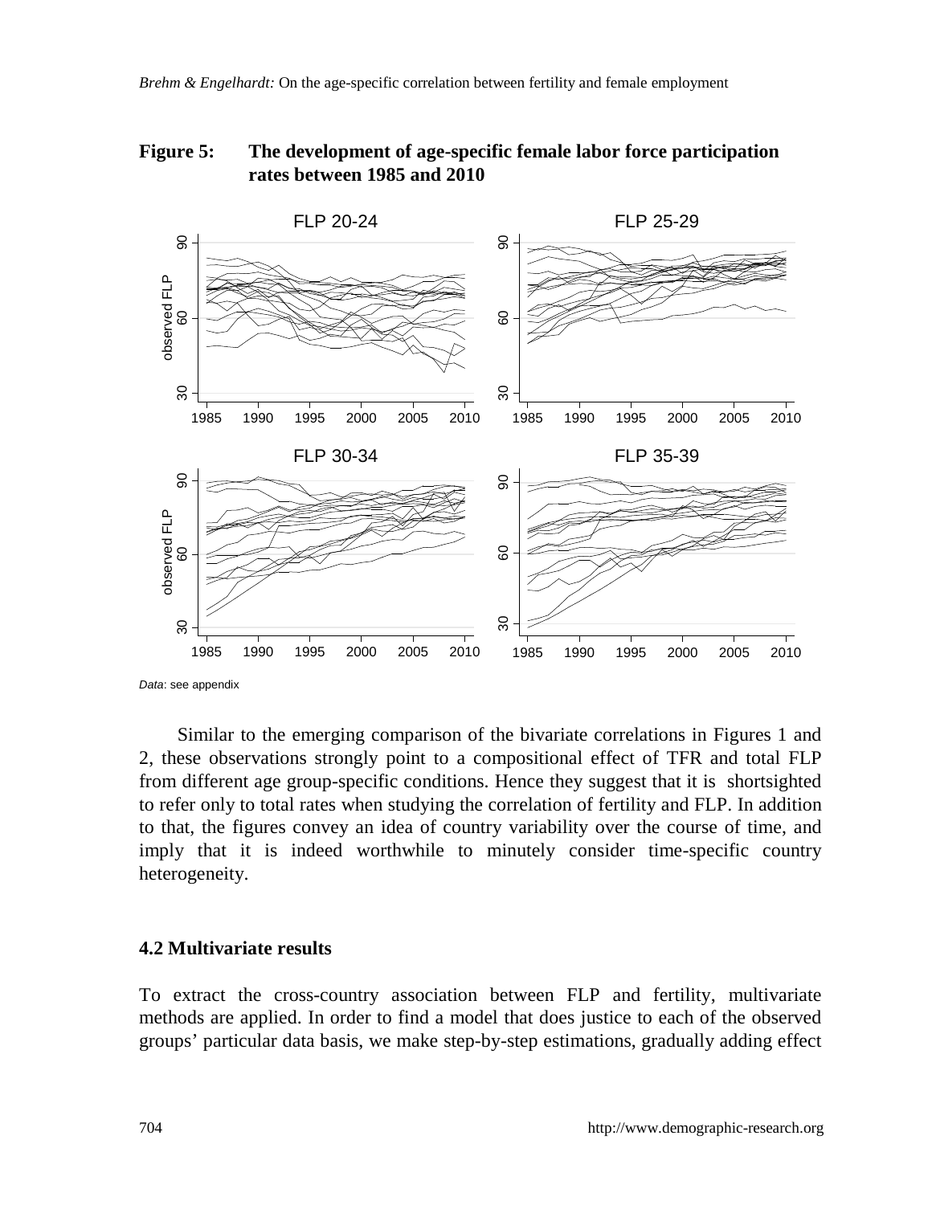**Figure 5: The development of age-specific female labor force participation rates between 1985 and 2010**

*Data*: see appendix

Similar to the emerging comparison of the bivariate correlations in Figures 1 and 2, these observations strongly point to a compositional effect of TFR and total FLP from different age group-specific conditions. Hence they suggest that it is shortsighted to refer only to total rates when studying the correlation of fertility and FLP. In addition to that, the figures convey an idea of country variability over the course of time, and imply that it is indeed worthwhile to minutely consider time-specific country heterogeneity.

### 4.2 Multivariate results

To extract the cross-country association between FLP and fertility, multivariate methods are applied. In order to find a model that does justice to each of the observed groups' particular data basis, we make step-by-step estimations, gradually adding effect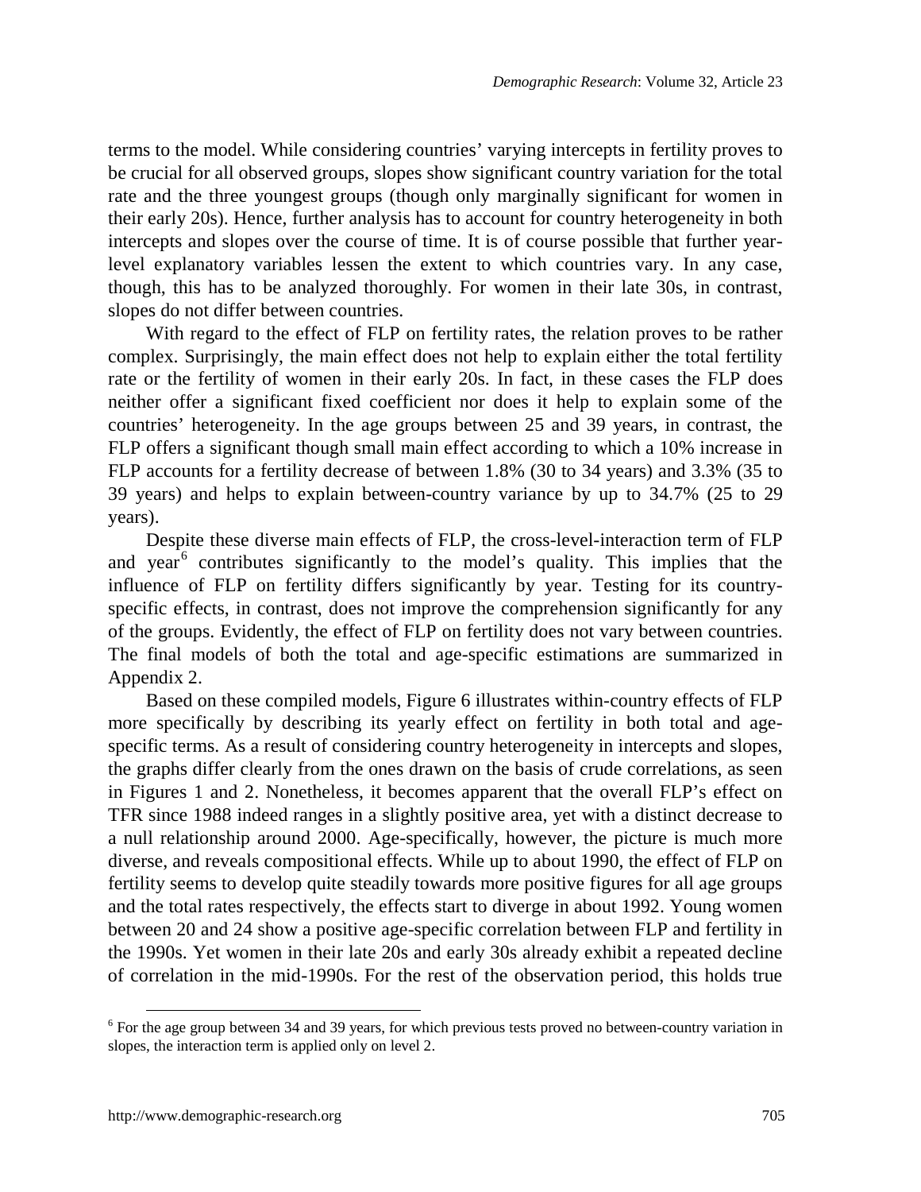terms to the model. While considering countries' varying intercepts in fertility proves to be crucial for all observed groups, slopes show significant country variation for the total rate and the three youngest groups (though only marginally significant for women in their early 20s). Hence, further analysis has to account for country heterogeneity in both intercepts and slopes over the course of time. It is of course possible that further year-level explanatory variables lessen the extent to which countries vary. In any case, though, this has to be analyzed thoroughly. For women in their late 30s, in contrast, slopes do not differ between countries.

With regard to the effect of FLP on fertility rates, the relation proves to be rather complex. Surprisingly, the main effect does not help to explain either the total fertility rate or the fertility of women in their early 20s. In fact, in these cases the FLP does neither offer a significant fixed coefficient nor does it help to explain some of the countries' heterogeneity. In the age groups between 25 and 39 years, in contrast, the FLP offers a significant though small main effect according to which a 10% increase in FLP accounts for a fertility decrease of between 1.8% (30 to 34 years) and 3.3% (35 to 39 years) and helps to explain between-country variance by up to 34.7% (25 to 29 years).

Despite these diverse main effects of FLP, the cross-level-interaction term of FLP and year[6] contributes significantly to the model's quality. This implies that the influence of FLP on fertility differs significantly by year. Testing for its country-specific effects, in contrast, does not improve the comprehension significantly for any of the groups. Evidently, the effect of FLP on fertility does not vary between countries. The final models of both the total and age-specific estimations are summarized in Appendix 2.

Based on these compiled models, Figure 6 illustrates within-country effects of FLP more specifically by describing its yearly effect on fertility in both total and age-specific terms. As a result of considering country heterogeneity in intercepts and slopes, the graphs differ clearly from the ones drawn on the basis of crude correlations, as seen in Figures 1 and 2. Nonetheless, it becomes apparent that the overall FLP's effect on TFR since 1988 indeed ranges in a slightly positive area, yet with a distinct decrease to a null relationship around 2000. Age-specifically, however, the picture is much more diverse, and reveals compositional effects. While up to about 1990, the effect of FLP on fertility seems to develop quite steadily towards more positive figures for all age groups and the total rates respectively, the effects start to diverge in about 1992. Young women between 20 and 24 show a positive age-specific correlation between FLP and fertility in the 1990s. Yet women in their late 20s and early 30s already exhibit a repeated decline of correlation in the mid-1990s. For the rest of the observation period, this holds true

[6] For the age group between 34 and 39 years, for which previous tests proved no between-country variation in slopes, the interaction term is applied only on level 2.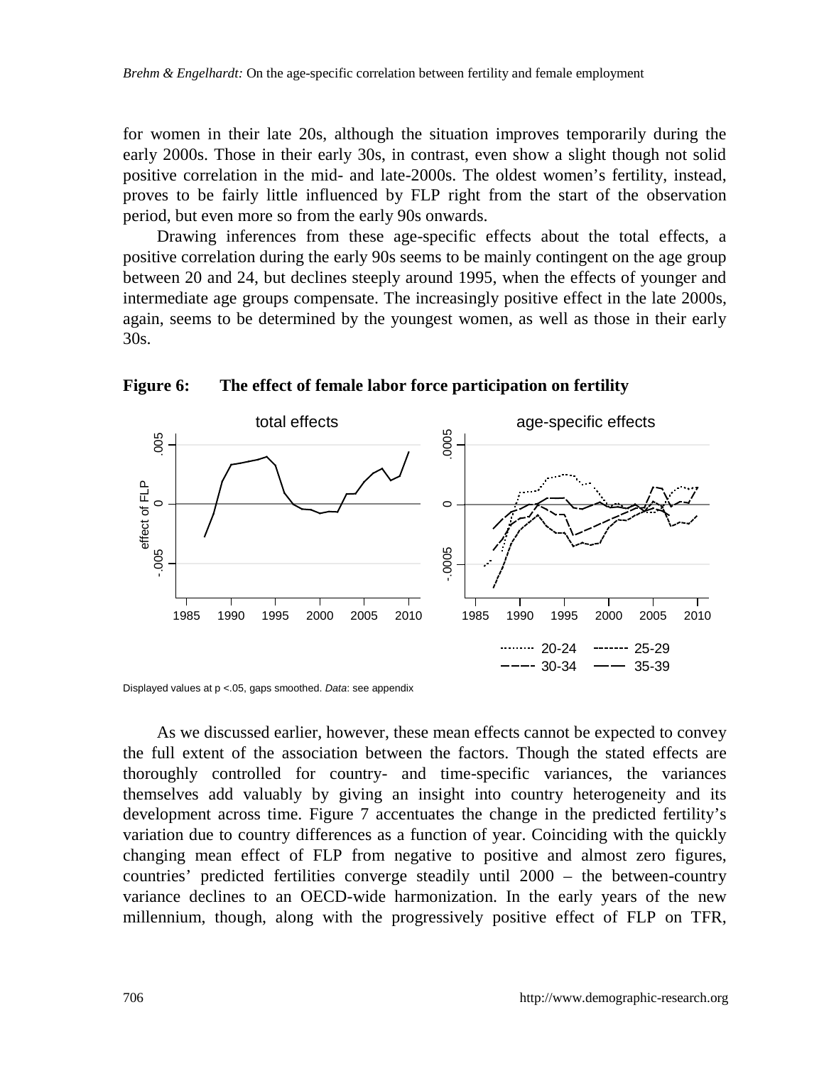for women in their late 20s, although the situation improves temporarily during the early 2000s. Those in their early 30s, in contrast, even show a slight though not solid positive correlation in the mid- and late-2000s. The oldest women's fertility, instead, proves to be fairly little influenced by FLP right from the start of the observation period, but even more so from the early 90s onwards.

Drawing inferences from these age-specific effects about the total effects, a positive correlation during the early 90s seems to be mainly contingent on the age group between 20 and 24, but declines steeply around 1995, when the effects of younger and intermediate age groups compensate. The increasingly positive effect in the late 2000s, again, seems to be determined by the youngest women, as well as those in their early 30s.

**Figure 6: The effect of female labor force participation on fertility**

Displayed values at p <.05, gaps smoothed. *Data*: see appendix

As we discussed earlier, however, these mean effects cannot be expected to convey the full extent of the association between the factors. Though the stated effects are thoroughly controlled for country- and time-specific variances, the variances themselves add valuably by giving an insight into country heterogeneity and its development across time. Figure 7 accentuates the change in the predicted fertility's variation due to country differences as a function of year. Coinciding with the quickly changing mean effect of FLP from negative to positive and almost zero figures, countries' predicted fertilities converge steadily until 2000 – the between-country variance declines to an OECD-wide harmonization. In the early years of the new millennium, though, along with the progressively positive effect of FLP on TFR,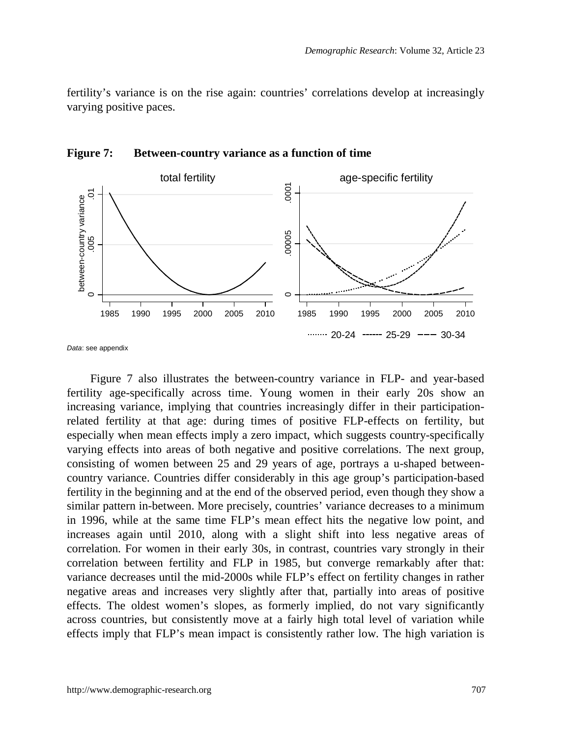fertility's variance is on the rise again: countries' correlations develop at increasingly varying positive paces.

**Figure 7: Between-country variance as a function of time**

*Data*: see appendix

Figure 7 also illustrates the between-country variance in FLP- and year-based fertility age-specifically across time. Young women in their early 20s show an increasing variance, implying that countries increasingly differ in their participation-related fertility at that age: during times of positive FLP-effects on fertility, but especially when mean effects imply a zero impact, which suggests country-specifically varying effects into areas of both negative and positive correlations. The next group, consisting of women between 25 and 29 years of age, portrays a u-shaped between-country variance. Countries differ considerably in this age group's participation-based fertility in the beginning and at the end of the observed period, even though they show a similar pattern in-between. More precisely, countries' variance decreases to a minimum in 1996, while at the same time FLP's mean effect hits the negative low point, and increases again until 2010, along with a slight shift into less negative areas of correlation. For women in their early 30s, in contrast, countries vary strongly in their correlation between fertility and FLP in 1985, but converge remarkably after that: variance decreases until the mid-2000s while FLP's effect on fertility changes in rather negative areas and increases very slightly after that, partially into areas of positive effects. The oldest women's slopes, as formerly implied, do not vary significantly across countries, but consistently move at a fairly high total level of variation while effects imply that FLP's mean impact is consistently rather low. The high variation is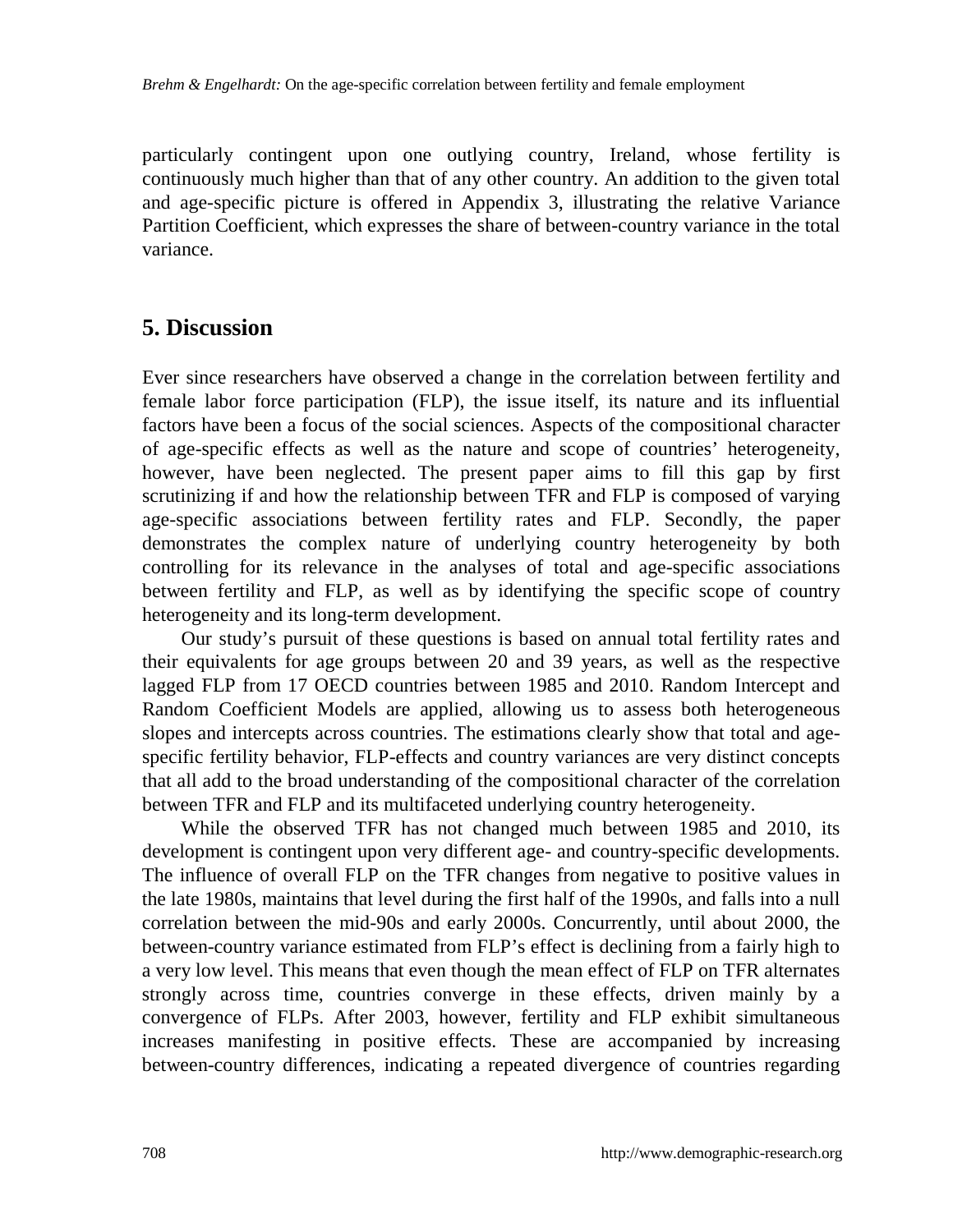particularly contingent upon one outlying country, Ireland, whose fertility is continuously much higher than that of any other country. An addition to the given total and age-specific picture is offered in Appendix 3, illustrating the relative Variance Partition Coefficient, which expresses the share of between-country variance in the total variance.

## 5. Discussion

Ever since researchers have observed a change in the correlation between fertility and female labor force participation (FLP), the issue itself, its nature and its influential factors have been a focus of the social sciences. Aspects of the compositional character of age-specific effects as well as the nature and scope of countries' heterogeneity, however, have been neglected. The present paper aims to fill this gap by first scrutinizing if and how the relationship between TFR and FLP is composed of varying age-specific associations between fertility rates and FLP. Secondly, the paper demonstrates the complex nature of underlying country heterogeneity by both controlling for its relevance in the analyses of total and age-specific associations between fertility and FLP, as well as by identifying the specific scope of country heterogeneity and its long-term development.

Our study's pursuit of these questions is based on annual total fertility rates and their equivalents for age groups between 20 and 39 years, as well as the respective lagged FLP from 17 OECD countries between 1985 and 2010. Random Intercept and Random Coefficient Models are applied, allowing us to assess both heterogeneous slopes and intercepts across countries. The estimations clearly show that total and age-specific fertility behavior, FLP-effects and country variances are very distinct concepts that all add to the broad understanding of the compositional character of the correlation between TFR and FLP and its multifaceted underlying country heterogeneity.

While the observed TFR has not changed much between 1985 and 2010, its development is contingent upon very different age- and country-specific developments. The influence of overall FLP on the TFR changes from negative to positive values in the late 1980s, maintains that level during the first half of the 1990s, and falls into a null correlation between the mid-90s and early 2000s. Concurrently, until about 2000, the between-country variance estimated from FLP's effect is declining from a fairly high to a very low level. This means that even though the mean effect of FLP on TFR alternates strongly across time, countries converge in these effects, driven mainly by a convergence of FLPs. After 2003, however, fertility and FLP exhibit simultaneous increases manifesting in positive effects. These are accompanied by increasing between-country differences, indicating a repeated divergence of countries regarding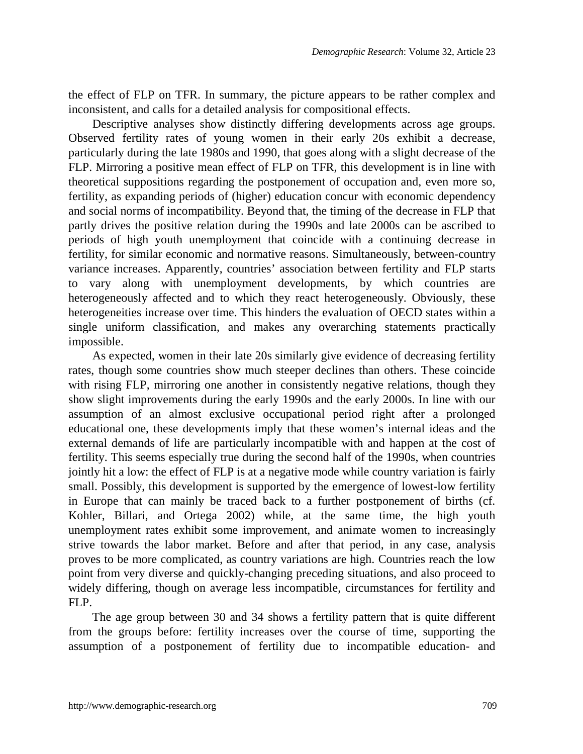the effect of FLP on TFR. In summary, the picture appears to be rather complex and inconsistent, and calls for a detailed analysis for compositional effects.

Descriptive analyses show distinctly differing developments across age groups. Observed fertility rates of young women in their early 20s exhibit a decrease, particularly during the late 1980s and 1990, that goes along with a slight decrease of the FLP. Mirroring a positive mean effect of FLP on TFR, this development is in line with theoretical suppositions regarding the postponement of occupation and, even more so, fertility, as expanding periods of (higher) education concur with economic dependency and social norms of incompatibility. Beyond that, the timing of the decrease in FLP that partly drives the positive relation during the 1990s and late 2000s can be ascribed to periods of high youth unemployment that coincide with a continuing decrease in fertility, for similar economic and normative reasons. Simultaneously, between-country variance increases. Apparently, countries' association between fertility and FLP starts to vary along with unemployment developments, by which countries are heterogeneously affected and to which they react heterogeneously. Obviously, these heterogeneities increase over time. This hinders the evaluation of OECD states within a single uniform classification, and makes any overarching statements practically impossible.

As expected, women in their late 20s similarly give evidence of decreasing fertility rates, though some countries show much steeper declines than others. These coincide with rising FLP, mirroring one another in consistently negative relations, though they show slight improvements during the early 1990s and the early 2000s. In line with our assumption of an almost exclusive occupational period right after a prolonged educational one, these developments imply that these women's internal ideas and the external demands of life are particularly incompatible with and happen at the cost of fertility. This seems especially true during the second half of the 1990s, when countries jointly hit a low: the effect of FLP is at a negative mode while country variation is fairly small. Possibly, this development is supported by the emergence of lowest-low fertility in Europe that can mainly be traced back to a further postponement of births (cf. Kohler, Billari, and Ortega 2002) while, at the same time, the high youth unemployment rates exhibit some improvement, and animate women to increasingly strive towards the labor market. Before and after that period, in any case, analysis proves to be more complicated, as country variations are high. Countries reach the low point from very diverse and quickly-changing preceding situations, and also proceed to widely differing, though on average less incompatible, circumstances for fertility and FLP.

The age group between 30 and 34 shows a fertility pattern that is quite different from the groups before: fertility increases over the course of time, supporting the assumption of a postponement of fertility due to incompatible education- and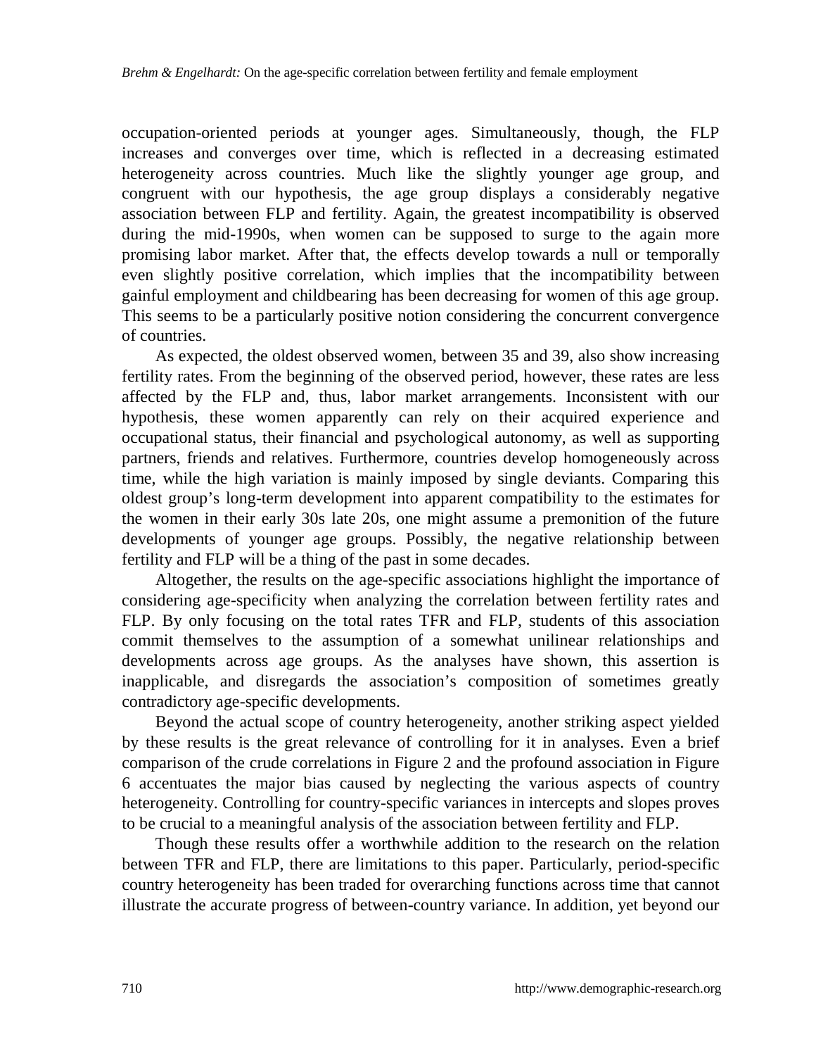occupation-oriented periods at younger ages. Simultaneously, though, the FLP increases and converges over time, which is reflected in a decreasing estimated heterogeneity across countries. Much like the slightly younger age group, and congruent with our hypothesis, the age group displays a considerably negative association between FLP and fertility. Again, the greatest incompatibility is observed during the mid-1990s, when women can be supposed to surge to the again more promising labor market. After that, the effects develop towards a null or temporally even slightly positive correlation, which implies that the incompatibility between gainful employment and childbearing has been decreasing for women of this age group. This seems to be a particularly positive notion considering the concurrent convergence of countries.

As expected, the oldest observed women, between 35 and 39, also show increasing fertility rates. From the beginning of the observed period, however, these rates are less affected by the FLP and, thus, labor market arrangements. Inconsistent with our hypothesis, these women apparently can rely on their acquired experience and occupational status, their financial and psychological autonomy, as well as supporting partners, friends and relatives. Furthermore, countries develop homogeneously across time, while the high variation is mainly imposed by single deviants. Comparing this oldest group's long-term development into apparent compatibility to the estimates for the women in their early 30s late 20s, one might assume a premonition of the future developments of younger age groups. Possibly, the negative relationship between fertility and FLP will be a thing of the past in some decades.

Altogether, the results on the age-specific associations highlight the importance of considering age-specificity when analyzing the correlation between fertility rates and FLP. By only focusing on the total rates TFR and FLP, students of this association commit themselves to the assumption of a somewhat unilinear relationships and developments across age groups. As the analyses have shown, this assertion is inapplicable, and disregards the association's composition of sometimes greatly contradictory age-specific developments.

Beyond the actual scope of country heterogeneity, another striking aspect yielded by these results is the great relevance of controlling for it in analyses. Even a brief comparison of the crude correlations in Figure 2 and the profound association in Figure 6 accentuates the major bias caused by neglecting the various aspects of country heterogeneity. Controlling for country-specific variances in intercepts and slopes proves to be crucial to a meaningful analysis of the association between fertility and FLP.

Though these results offer a worthwhile addition to the research on the relation between TFR and FLP, there are limitations to this paper. Particularly, period-specific country heterogeneity has been traded for overarching functions across time that cannot illustrate the accurate progress of between-country variance. In addition, yet beyond our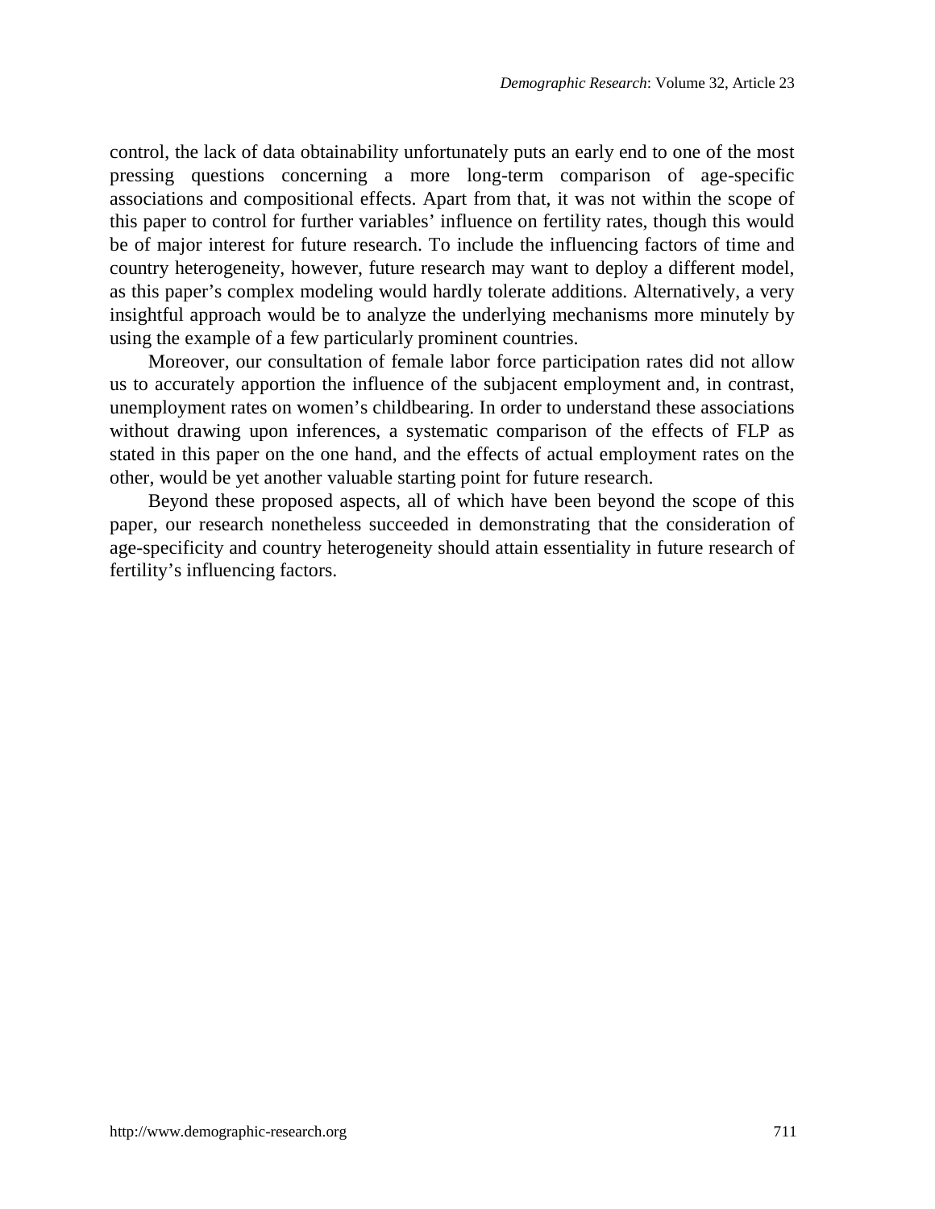control, the lack of data obtainability unfortunately puts an early end to one of the most pressing questions concerning a more long-term comparison of age-specific associations and compositional effects. Apart from that, it was not within the scope of this paper to control for further variables' influence on fertility rates, though this would be of major interest for future research. To include the influencing factors of time and country heterogeneity, however, future research may want to deploy a different model, as this paper's complex modeling would hardly tolerate additions. Alternatively, a very insightful approach would be to analyze the underlying mechanisms more minutely by using the example of a few particularly prominent countries.

Moreover, our consultation of female labor force participation rates did not allow us to accurately apportion the influence of the subjacent employment and, in contrast, unemployment rates on women's childbearing. In order to understand these associations without drawing upon inferences, a systematic comparison of the effects of FLP as stated in this paper on the one hand, and the effects of actual employment rates on the other, would be yet another valuable starting point for future research.

Beyond these proposed aspects, all of which have been beyond the scope of this paper, our research nonetheless succeeded in demonstrating that the consideration of age-specificity and country heterogeneity should attain essentiality in future research of fertility's influencing factors.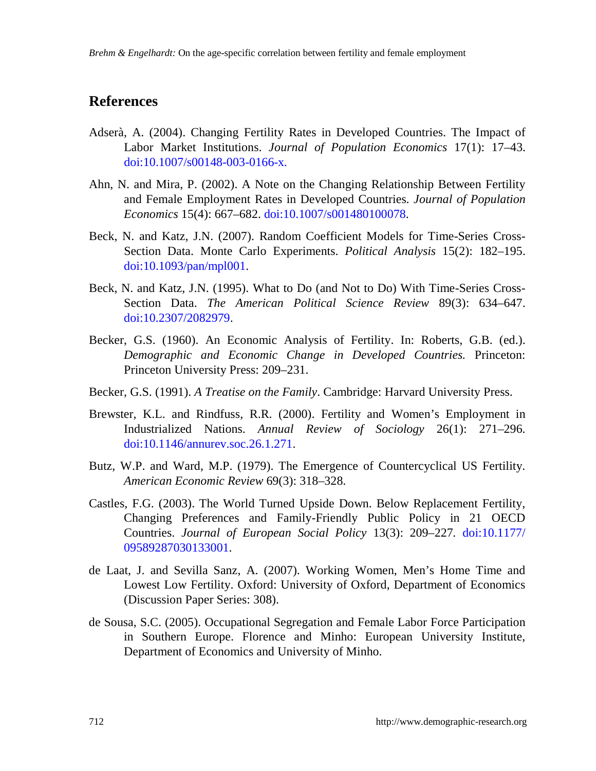## References

Adserà, A. (2004). Changing Fertility Rates in Developed Countries. The Impact of Labor Market Institutions. *Journal of Population Economics* 17(1): 17–43. doi:10.1007/s00148-003-0166-x.

Ahn, N. and Mira, P. (2002). A Note on the Changing Relationship Between Fertility and Female Employment Rates in Developed Countries. *Journal of Population Economics* 15(4): 667–682. doi:10.1007/s001480100078.

Beck, N. and Katz, J.N. (2007). Random Coefficient Models for Time-Series Cross-Section Data. Monte Carlo Experiments. *Political Analysis* 15(2): 182–195. doi:10.1093/pan/mpl001.

Beck, N. and Katz, J.N. (1995). What to Do (and Not to Do) With Time-Series Cross-Section Data. *The American Political Science Review* 89(3): 634–647. doi:10.2307/2082979.

Becker, G.S. (1960). An Economic Analysis of Fertility. In: Roberts, G.B. (ed.). *Demographic and Economic Change in Developed Countries.* Princeton: Princeton University Press: 209–231.

Becker, G.S. (1991). *A Treatise on the Family*. Cambridge: Harvard University Press.

Brewster, K.L. and Rindfuss, R.R. (2000). Fertility and Women's Employment in Industrialized Nations. *Annual Review of Sociology* 26(1): 271–296. doi:10.1146/annurev.soc.26.1.271.

Butz, W.P. and Ward, M.P. (1979). The Emergence of Countercyclical US Fertility. *American Economic Review* 69(3): 318–328.

Castles, F.G. (2003). The World Turned Upside Down. Below Replacement Fertility, Changing Preferences and Family-Friendly Public Policy in 21 OECD Countries. *Journal of European Social Policy* 13(3): 209–227. doi:10.1177/09589287030133001.

de Laat, J. and Sevilla Sanz, A. (2007). Working Women, Men's Home Time and Lowest Low Fertility. Oxford: University of Oxford, Department of Economics (Discussion Paper Series: 308).

de Sousa, S.C. (2005). Occupational Segregation and Female Labor Force Participation in Southern Europe. Florence and Minho: European University Institute, Department of Economics and University of Minho.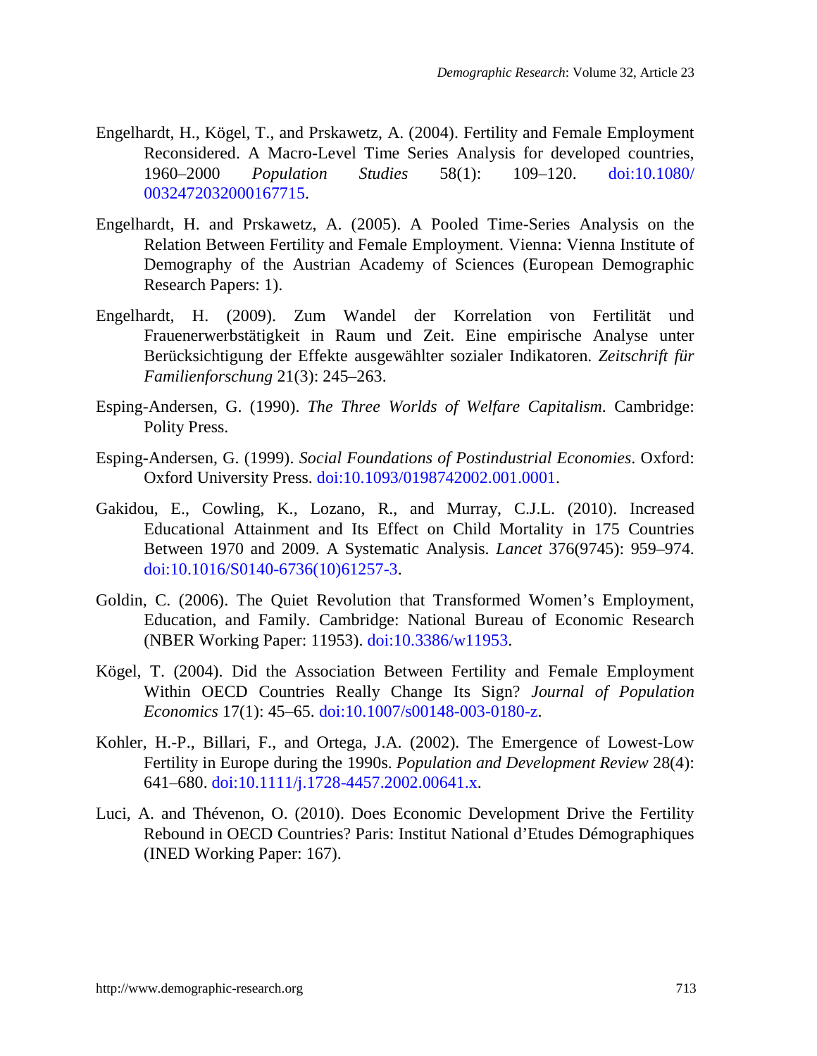Engelhardt, H., Kögel, T., and Prskawetz, A. (2004). Fertility and Female Employment Reconsidered. A Macro-Level Time Series Analysis for developed countries, 1960–2000 *Population Studies* 58(1): 109–120. doi:10.1080/0032472032000167715.

Engelhardt, H. and Prskawetz, A. (2005). A Pooled Time-Series Analysis on the Relation Between Fertility and Female Employment. Vienna: Vienna Institute of Demography of the Austrian Academy of Sciences (European Demographic Research Papers: 1).

Engelhardt, H. (2009). Zum Wandel der Korrelation von Fertilität und Frauenerwerbstätigkeit in Raum und Zeit. Eine empirische Analyse unter Berücksichtigung der Effekte ausgewählter sozialer Indikatoren. *Zeitschrift für Familienforschung* 21(3): 245–263.

Esping-Andersen, G. (1990). *The Three Worlds of Welfare Capitalism*. Cambridge: Polity Press.

Esping-Andersen, G. (1999). *Social Foundations of Postindustrial Economies*. Oxford: Oxford University Press. doi:10.1093/0198742002.001.0001.

Gakidou, E., Cowling, K., Lozano, R., and Murray, C.J.L. (2010). Increased Educational Attainment and Its Effect on Child Mortality in 175 Countries Between 1970 and 2009. A Systematic Analysis. *Lancet* 376(9745): 959–974. doi:10.1016/S0140-6736(10)61257-3.

Goldin, C. (2006). The Quiet Revolution that Transformed Women's Employment, Education, and Family. Cambridge: National Bureau of Economic Research (NBER Working Paper: 11953). doi:10.3386/w11953.

Kögel, T. (2004). Did the Association Between Fertility and Female Employment Within OECD Countries Really Change Its Sign? *Journal of Population Economics* 17(1): 45–65. doi:10.1007/s00148-003-0180-z.

Kohler, H.-P., Billari, F., and Ortega, J.A. (2002). The Emergence of Lowest-Low Fertility in Europe during the 1990s. *Population and Development Review* 28(4): 641–680. doi:10.1111/j.1728-4457.2002.00641.x.

Luci, A. and Thévenon, O. (2010). Does Economic Development Drive the Fertility Rebound in OECD Countries? Paris: Institut National d'Etudes Démographiques (INED Working Paper: 167).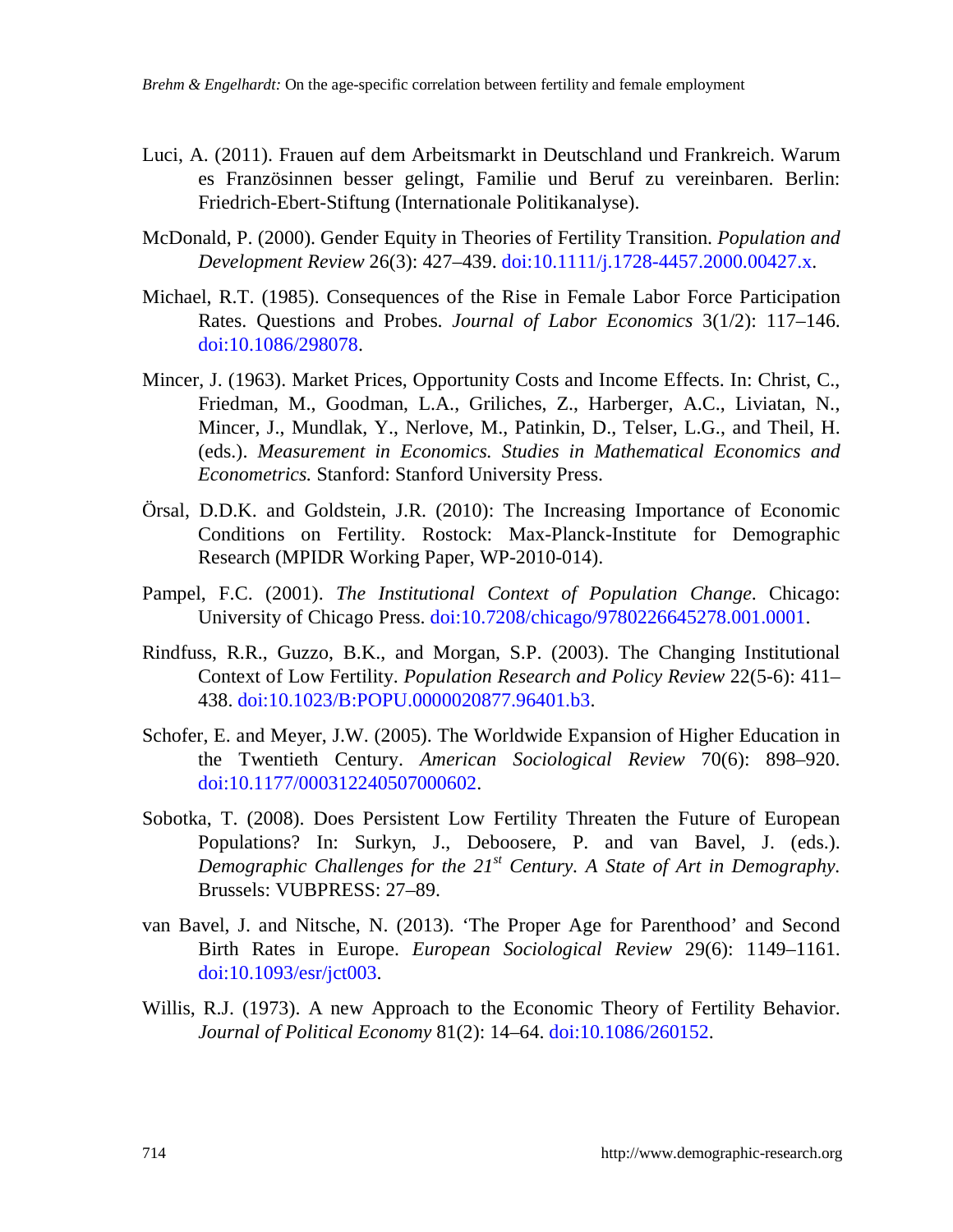Luci, A. (2011). Frauen auf dem Arbeitsmarkt in Deutschland und Frankreich. Warum es Französinnen besser gelingt, Familie und Beruf zu vereinbaren. Berlin: Friedrich-Ebert-Stiftung (Internationale Politikanalyse).

McDonald, P. (2000). Gender Equity in Theories of Fertility Transition. *Population and Development Review* 26(3): 427–439. doi:10.1111/j.1728-4457.2000.00427.x.

Michael, R.T. (1985). Consequences of the Rise in Female Labor Force Participation Rates. Questions and Probes. *Journal of Labor Economics* 3(1/2): 117–146. doi:10.1086/298078.

Mincer, J. (1963). Market Prices, Opportunity Costs and Income Effects. In: Christ, C., Friedman, M., Goodman, L.A., Griliches, Z., Harberger, A.C., Liviatan, N., Mincer, J., Mundlak, Y., Nerlove, M., Patinkin, D., Telser, L.G., and Theil, H. (eds.). *Measurement in Economics. Studies in Mathematical Economics and Econometrics.* Stanford: Stanford University Press.

Örsal, D.D.K. and Goldstein, J.R. (2010): The Increasing Importance of Economic Conditions on Fertility. Rostock: Max-Planck-Institute for Demographic Research (MPIDR Working Paper, WP-2010-014).

Pampel, F.C. (2001). *The Institutional Context of Population Change*. Chicago: University of Chicago Press. doi:10.7208/chicago/9780226645278.001.0001.

Rindfuss, R.R., Guzzo, B.K., and Morgan, S.P. (2003). The Changing Institutional Context of Low Fertility. *Population Research and Policy Review* 22(5-6): 411–438. doi:10.1023/B:POPU.0000020877.96401.b3.

Schofer, E. and Meyer, J.W. (2005). The Worldwide Expansion of Higher Education in the Twentieth Century. *American Sociological Review* 70(6): 898–920. doi:10.1177/000312240507000602.

Sobotka, T. (2008). Does Persistent Low Fertility Threaten the Future of European Populations? In: Surkyn, J., Deboosere, P. and van Bavel, J. (eds.). *Demographic Challenges for the 21st Century. A State of Art in Demography*. Brussels: VUBPRESS: 27–89.

van Bavel, J. and Nitsche, N. (2013). 'The Proper Age for Parenthood' and Second Birth Rates in Europe. *European Sociological Review* 29(6): 1149–1161. doi:10.1093/esr/jct003.

Willis, R.J. (1973). A new Approach to the Economic Theory of Fertility Behavior. *Journal of Political Economy* 81(2): 14–64. doi:10.1086/260152.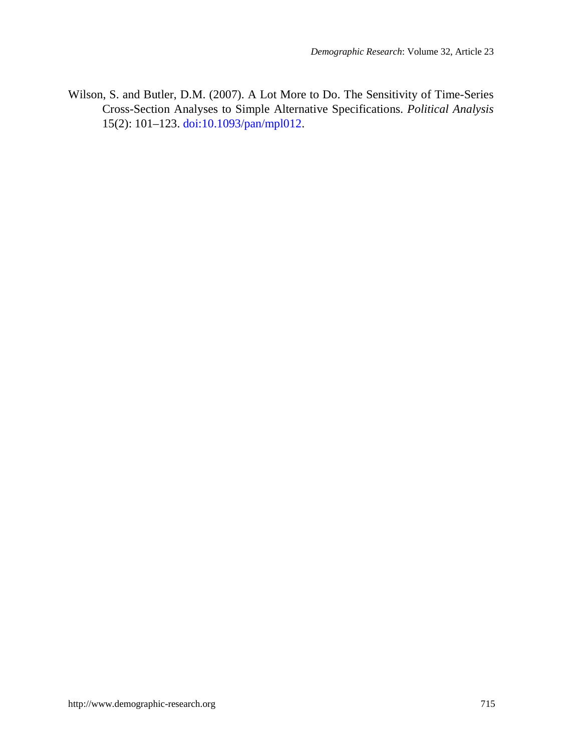Wilson, S. and Butler, D.M. (2007). A Lot More to Do. The Sensitivity of Time-Series Cross-Section Analyses to Simple Alternative Specifications. *Political Analysis* 15(2): 101–123. doi:10.1093/pan/mpl012.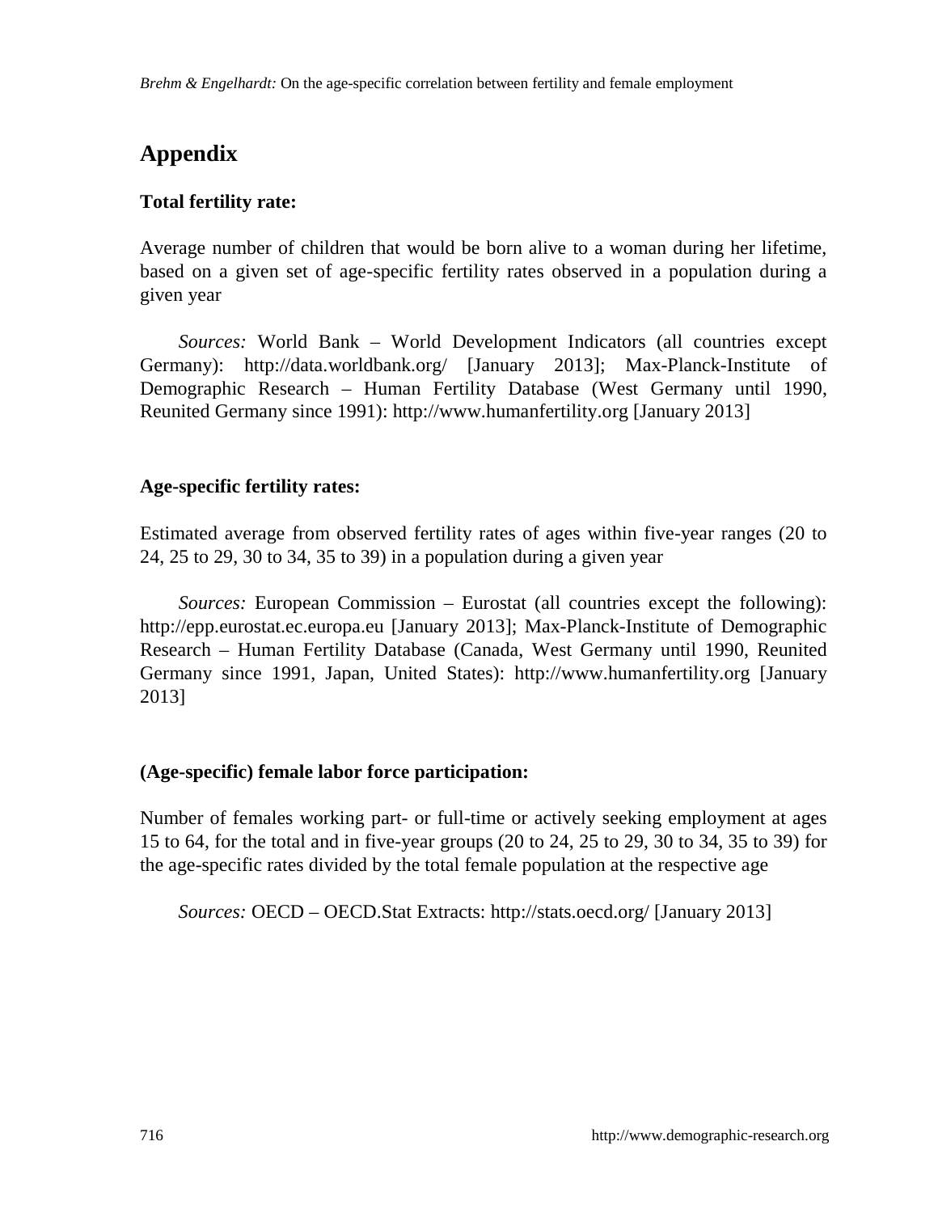# Appendix

### Total fertility rate:

Average number of children that would be born alive to a woman during her lifetime, based on a given set of age-specific fertility rates observed in a population during a given year

*Sources:* World Bank – World Development Indicators (all countries except Germany): http://data.worldbank.org/ [January 2013]; Max-Planck-Institute of Demographic Research – Human Fertility Database (West Germany until 1990, Reunited Germany since 1991): http://www.humanfertility.org [January 2013]

### Age-specific fertility rates:

Estimated average from observed fertility rates of ages within five-year ranges (20 to 24, 25 to 29, 30 to 34, 35 to 39) in a population during a given year

*Sources:* European Commission – Eurostat (all countries except the following): http://epp.eurostat.ec.europa.eu [January 2013]; Max-Planck-Institute of Demographic Research – Human Fertility Database (Canada, West Germany until 1990, Reunited Germany since 1991, Japan, United States): http://www.humanfertility.org [January 2013]

### (Age-specific) female labor force participation:

Number of females working part- or full-time or actively seeking employment at ages 15 to 64, for the total and in five-year groups (20 to 24, 25 to 29, 30 to 34, 35 to 39) for the age-specific rates divided by the total female population at the respective age

*Sources:* OECD – OECD.Stat Extracts: http://stats.oecd.org/ [January 2013]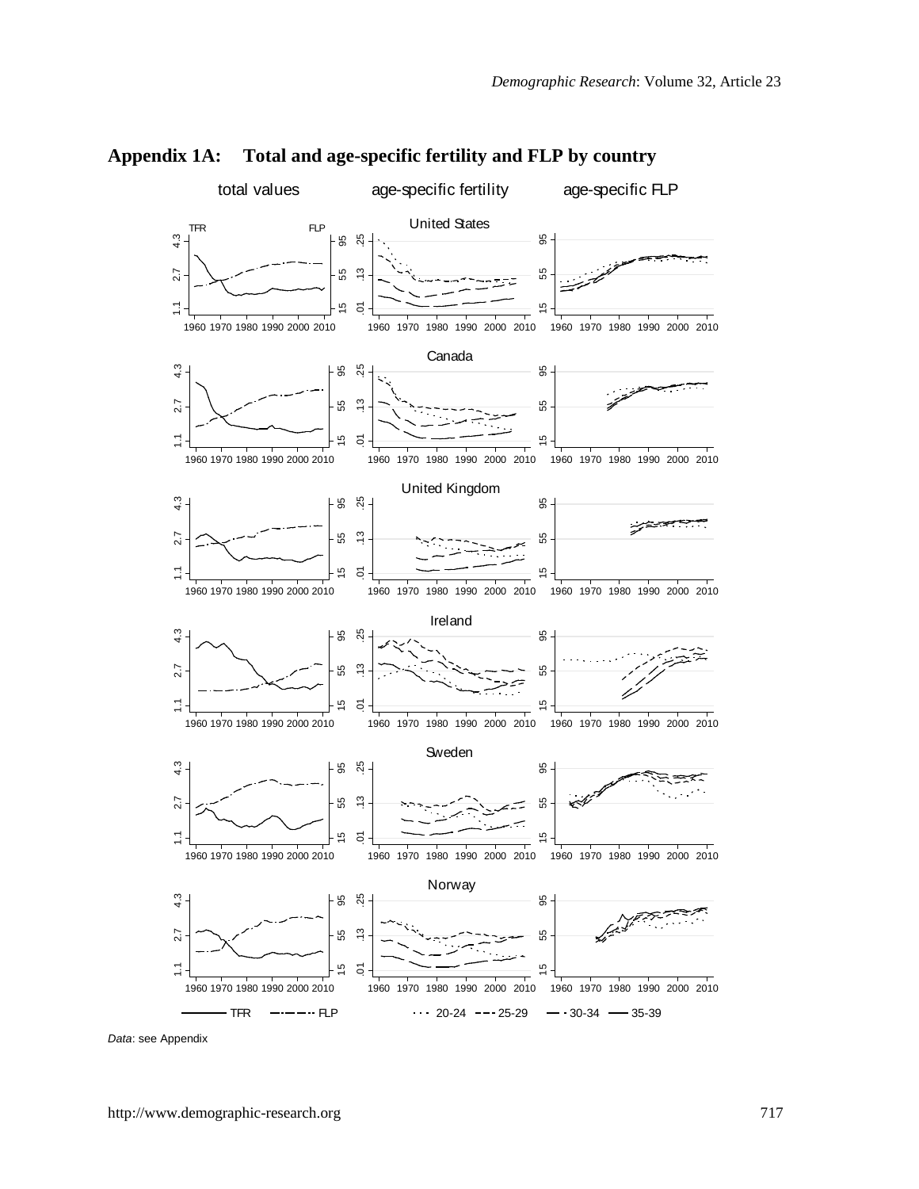## Appendix 1A: Total and age-specific fertility and FLP by country

*Data*: see Appendix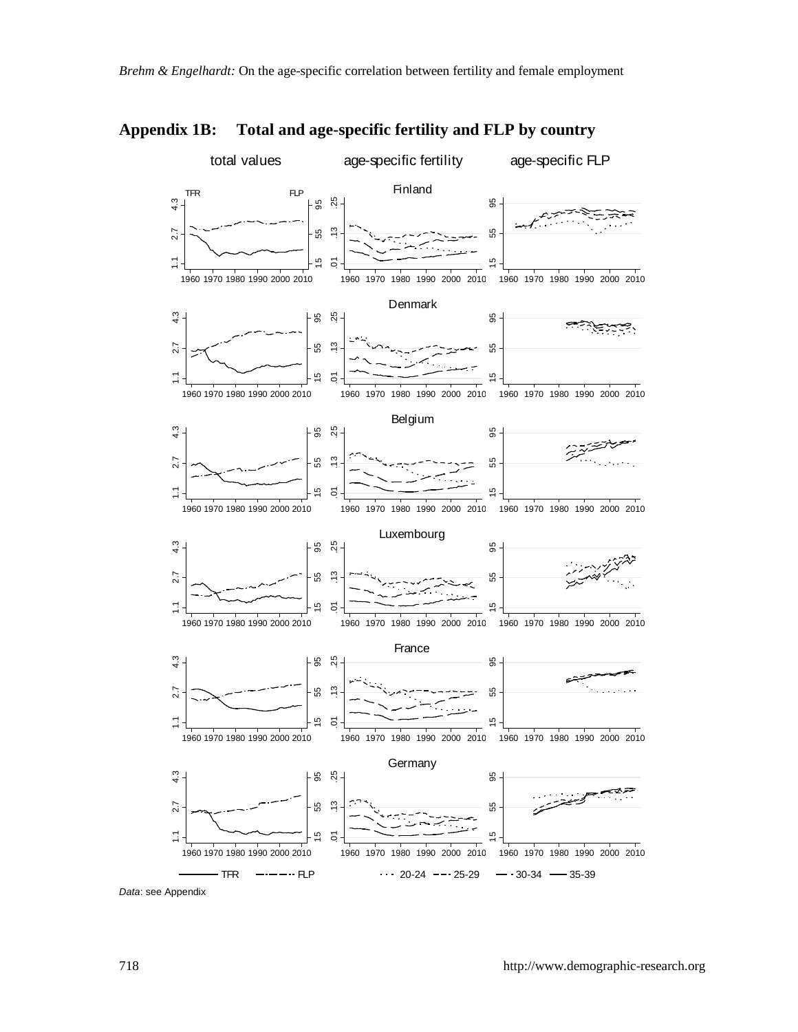## Appendix 1B: Total and age-specific fertility and FLP by country

total values | age-specific fertility | age-specific FLP

Finland

Denmark

Belgium

Luxembourg

France

Germany

TFR — FLP; 20-24, 25-29, 30-34, 35-39

*Data*: see Appendix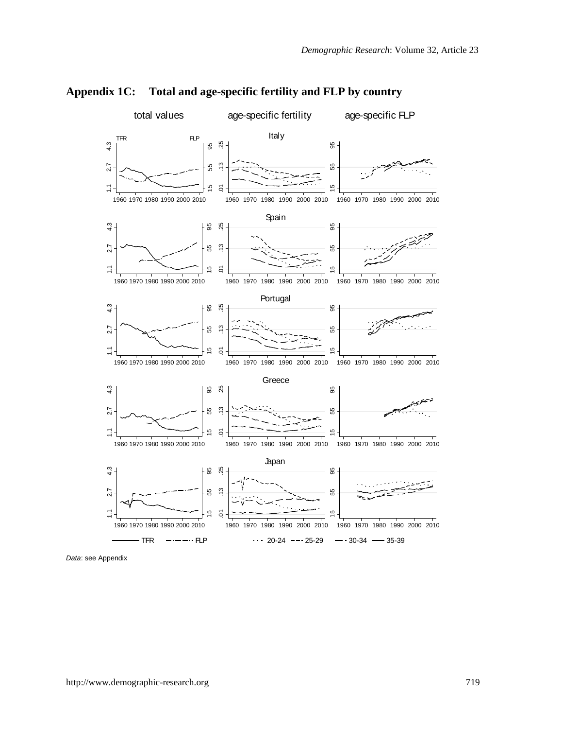## Appendix 1C: Total and age-specific fertility and FLP by country

*Data*: see Appendix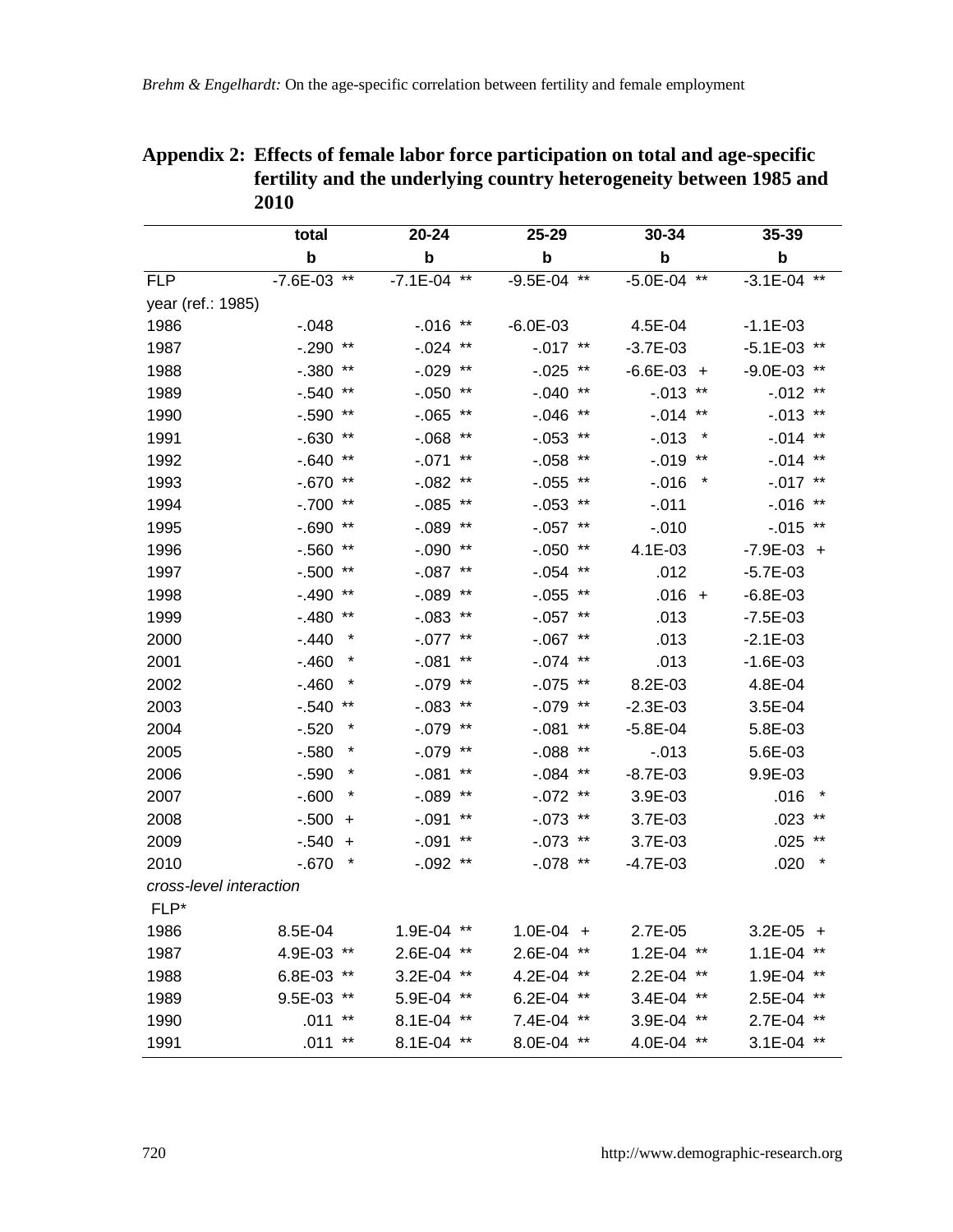**Appendix 2: Effects of female labor force participation on total and age-specific fertility and the underlying country heterogeneity between 1985 and 2010**

| | total | 20-24 | 25-29 | 30-34 | 35-39 |
|---|---|---|---|---|---|
| | b | b | b | b | b |
| FLP | -7.6E-03 ** | -7.1E-04 ** | -9.5E-04 ** | -5.0E-04 ** | -3.1E-04 ** |
| year (ref.: 1985) | | | | | |
| 1986 | -.048 | -.016 ** | -6.0E-03 | 4.5E-04 | -1.1E-03 |
| 1987 | -.290 ** | -.024 ** | -.017 ** | -3.7E-03 | -5.1E-03 ** |
| 1988 | -.380 ** | -.029 ** | -.025 ** | -6.6E-03 + | -9.0E-03 ** |
| 1989 | -.540 ** | -.050 ** | -.040 ** | -.013 ** | -.012 ** |
| 1990 | -.590 ** | -.065 ** | -.046 ** | -.014 ** | -.013 ** |
| 1991 | -.630 ** | -.068 ** | -.053 ** | -.013 * | -.014 ** |
| 1992 | -.640 ** | -.071 ** | -.058 ** | -.019 ** | -.014 ** |
| 1993 | -.670 ** | -.082 ** | -.055 ** | -.016 * | -.017 ** |
| 1994 | -.700 ** | -.085 ** | -.053 ** | -.011 | -.016 ** |
| 1995 | -.690 ** | -.089 ** | -.057 ** | -.010 | -.015 ** |
| 1996 | -.560 ** | -.090 ** | -.050 ** | 4.1E-03 | -7.9E-03 + |
| 1997 | -.500 ** | -.087 ** | -.054 ** | .012 | -5.7E-03 |
| 1998 | -.490 ** | -.089 ** | -.055 ** | .016 + | -6.8E-03 |
| 1999 | -.480 ** | -.083 ** | -.057 ** | .013 | -7.5E-03 |
| 2000 | -.440 * | -.077 ** | -.067 ** | .013 | -2.1E-03 |
| 2001 | -.460 * | -.081 ** | -.074 ** | .013 | -1.6E-03 |
| 2002 | -.460 * | -.079 ** | -.075 ** | 8.2E-03 | 4.8E-04 |
| 2003 | -.540 ** | -.083 ** | -.079 ** | -2.3E-03 | 3.5E-04 |
| 2004 | -.520 * | -.079 ** | -.081 ** | -5.8E-04 | 5.8E-03 |
| 2005 | -.580 * | -.079 ** | -.088 ** | -.013 | 5.6E-03 |
| 2006 | -.590 * | -.081 ** | -.084 ** | -8.7E-03 | 9.9E-03 |
| 2007 | -.600 * | -.089 ** | -.072 ** | 3.9E-03 | .016 * |
| 2008 | -.500 + | -.091 ** | -.073 ** | 3.7E-03 | .023 ** |
| 2009 | -.540 + | -.091 ** | -.073 ** | 3.7E-03 | .025 ** |
| 2010 | -.670 * | -.092 ** | -.078 ** | -4.7E-03 | .020 * |
| *cross-level interaction* | | | | | |
| FLP* | | | | | |
| 1986 | 8.5E-04 | 1.9E-04 ** | 1.0E-04 + | 2.7E-05 | 3.2E-05 + |
| 1987 | 4.9E-03 ** | 2.6E-04 ** | 2.6E-04 ** | 1.2E-04 ** | 1.1E-04 ** |
| 1988 | 6.8E-03 ** | 3.2E-04 ** | 4.2E-04 ** | 2.2E-04 ** | 1.9E-04 ** |
| 1989 | 9.5E-03 ** | 5.9E-04 ** | 6.2E-04 ** | 3.4E-04 ** | 2.5E-04 ** |
| 1990 | .011 ** | 8.1E-04 ** | 7.4E-04 ** | 3.9E-04 ** | 2.7E-04 ** |
| 1991 | .011 ** | 8.1E-04 ** | 8.0E-04 ** | 4.0E-04 ** | 3.1E-04 ** |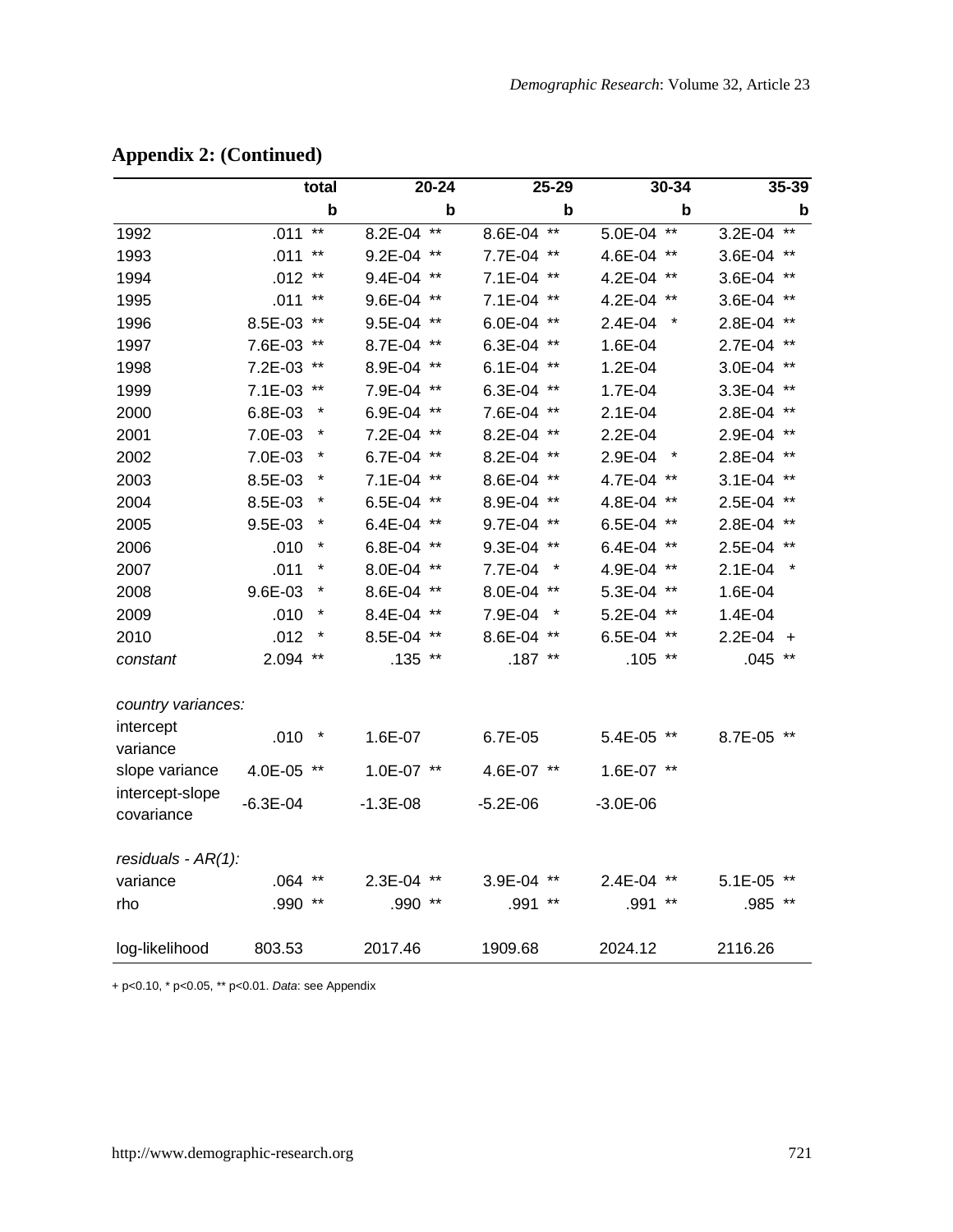## Appendix 2: (Continued)

| | total | 20-24 | 25-29 | 30-34 | 35-39 |
|---|---|---|---|---|---|
| | b | b | b | b | b |
| 1992 | .011 ** | 8.2E-04 ** | 8.6E-04 ** | 5.0E-04 ** | 3.2E-04 ** |
| 1993 | .011 ** | 9.2E-04 ** | 7.7E-04 ** | 4.6E-04 ** | 3.6E-04 ** |
| 1994 | .012 ** | 9.4E-04 ** | 7.1E-04 ** | 4.2E-04 ** | 3.6E-04 ** |
| 1995 | .011 ** | 9.6E-04 ** | 7.1E-04 ** | 4.2E-04 ** | 3.6E-04 ** |
| 1996 | 8.5E-03 ** | 9.5E-04 ** | 6.0E-04 ** | 2.4E-04 * | 2.8E-04 ** |
| 1997 | 7.6E-03 ** | 8.7E-04 ** | 6.3E-04 ** | 1.6E-04 | 2.7E-04 ** |
| 1998 | 7.2E-03 ** | 8.9E-04 ** | 6.1E-04 ** | 1.2E-04 | 3.0E-04 ** |
| 1999 | 7.1E-03 ** | 7.9E-04 ** | 6.3E-04 ** | 1.7E-04 | 3.3E-04 ** |
| 2000 | 6.8E-03 * | 6.9E-04 ** | 7.6E-04 ** | 2.1E-04 | 2.8E-04 ** |
| 2001 | 7.0E-03 * | 7.2E-04 ** | 8.2E-04 ** | 2.2E-04 | 2.9E-04 ** |
| 2002 | 7.0E-03 * | 6.7E-04 ** | 8.2E-04 ** | 2.9E-04 * | 2.8E-04 ** |
| 2003 | 8.5E-03 * | 7.1E-04 ** | 8.6E-04 ** | 4.7E-04 ** | 3.1E-04 ** |
| 2004 | 8.5E-03 * | 6.5E-04 ** | 8.9E-04 ** | 4.8E-04 ** | 2.5E-04 ** |
| 2005 | 9.5E-03 * | 6.4E-04 ** | 9.7E-04 ** | 6.5E-04 ** | 2.8E-04 ** |
| 2006 | .010 * | 6.8E-04 ** | 9.3E-04 ** | 6.4E-04 ** | 2.5E-04 ** |
| 2007 | .011 * | 8.0E-04 ** | 7.7E-04 * | 4.9E-04 ** | 2.1E-04 * |
| 2008 | 9.6E-03 * | 8.6E-04 ** | 8.0E-04 ** | 5.3E-04 ** | 1.6E-04 |
| 2009 | .010 * | 8.4E-04 ** | 7.9E-04 * | 5.2E-04 ** | 1.4E-04 |
| 2010 | .012 * | 8.5E-04 ** | 8.6E-04 ** | 6.5E-04 ** | 2.2E-04 + |
| *constant* | 2.094 ** | .135 ** | .187 ** | .105 ** | .045 ** |
| *country variances:* | | | | | |
| intercept variance | .010 * | 1.6E-07 | 6.7E-05 | 5.4E-05 ** | 8.7E-05 ** |
| slope variance | 4.0E-05 ** | 1.0E-07 ** | 4.6E-07 ** | 1.6E-07 ** | |
| intercept-slope covariance | -6.3E-04 | -1.3E-08 | -5.2E-06 | -3.0E-06 | |
| *residuals - AR(1):* | | | | | |
| variance | .064 ** | 2.3E-04 ** | 3.9E-04 ** | 2.4E-04 ** | 5.1E-05 ** |
| rho | .990 ** | .990 ** | .991 ** | .991 ** | .985 ** |
| log-likelihood | 803.53 | 2017.46 | 1909.68 | 2024.12 | 2116.26 |

+ p<0.10, * p<0.05, ** p<0.01. *Data*: see Appendix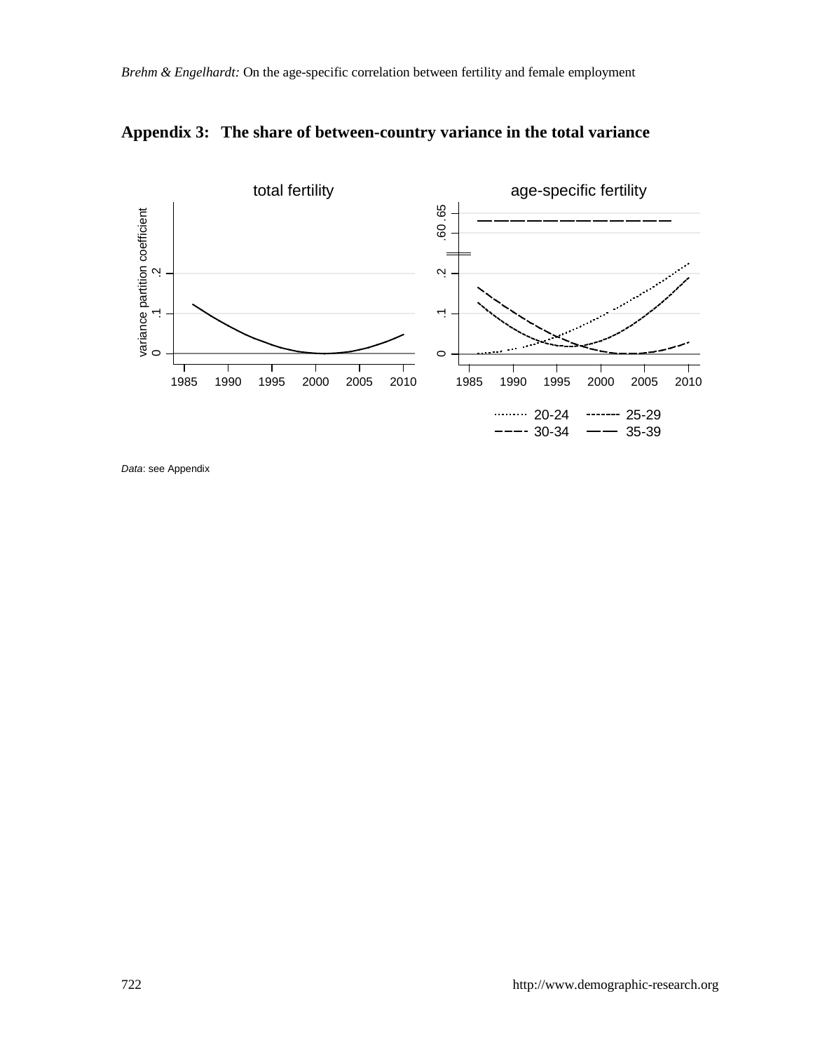## Appendix 3: The share of between-country variance in the total variance

total fertility

age-specific fertility

variance partition coefficient

0

.1

.2

0

.1

.2

.60

.65

1985 1990 1995 2000 2005 2010

1985 1990 1995 2000 2005 2010

20-24

25-29

30-34

35-39

*Data*: see Appendix